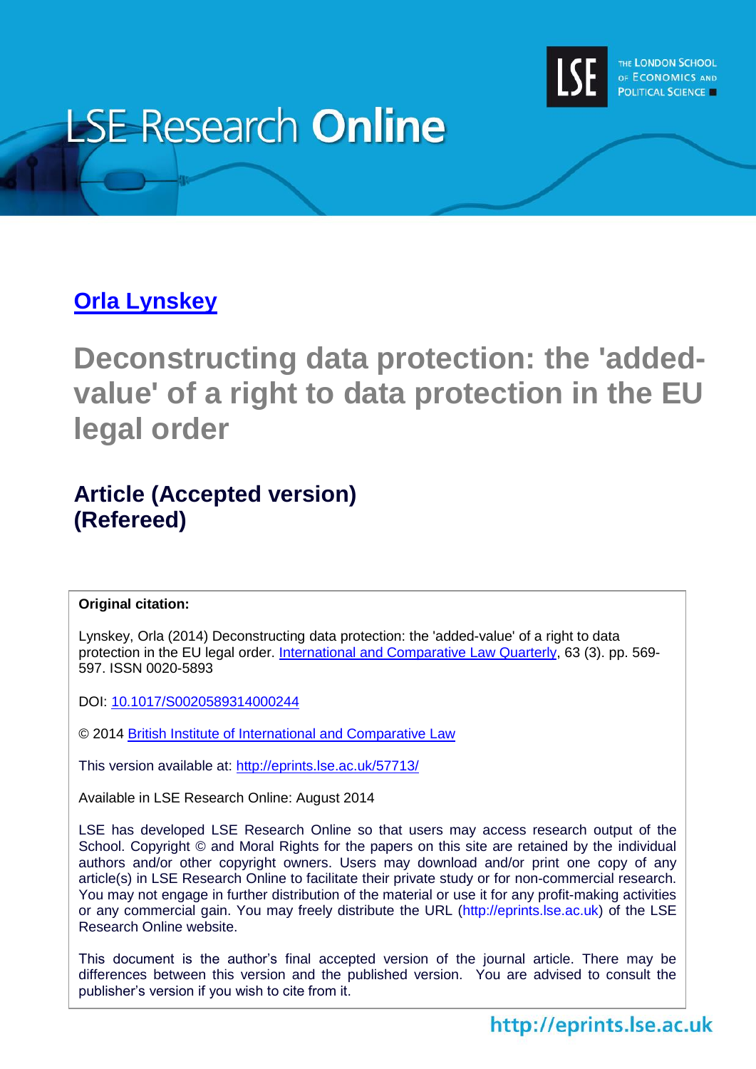# LSE Research Online

## Orla Lynskey

# Deconstructing data protection: the 'added-value' of a right to data protection in the EU legal order

## Article (Accepted version) (Refereed)

**Original citation:**

Lynskey, Orla (2014) Deconstructing data protection: the 'added-value' of a right to data protection in the EU legal order. International and Comparative Law Quarterly, 63 (3). pp. 569-597. ISSN 0020-5893

DOI: 10.1017/S0020589314000244

© 2014 British Institute of International and Comparative Law

This version available at: http://eprints.lse.ac.uk/57713/

Available in LSE Research Online: August 2014

LSE has developed LSE Research Online so that users may access research output of the School. Copyright © and Moral Rights for the papers on this site are retained by the individual authors and/or other copyright owners. Users may download and/or print one copy of any article(s) in LSE Research Online to facilitate their private study or for non-commercial research. You may not engage in further distribution of the material or use it for any profit-making activities or any commercial gain. You may freely distribute the URL (http://eprints.lse.ac.uk) of the LSE Research Online website.

This document is the author's final accepted version of the journal article. There may be differences between this version and the published version. You are advised to consult the publisher's version if you wish to cite from it.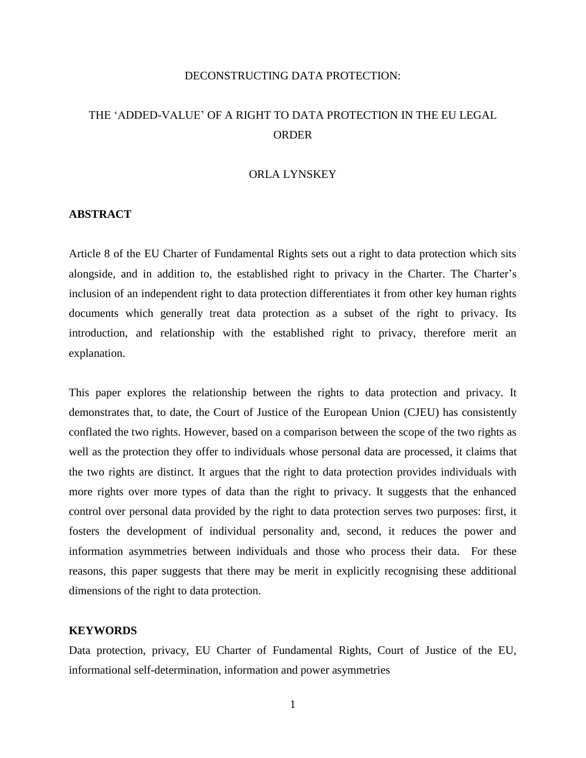# DECONSTRUCTING DATA PROTECTION:

# THE 'ADDED-VALUE' OF A RIGHT TO DATA PROTECTION IN THE EU LEGAL ORDER

ORLA LYNSKEY

## ABSTRACT

Article 8 of the EU Charter of Fundamental Rights sets out a right to data protection which sits alongside, and in addition to, the established right to privacy in the Charter. The Charter's inclusion of an independent right to data protection differentiates it from other key human rights documents which generally treat data protection as a subset of the right to privacy. Its introduction, and relationship with the established right to privacy, therefore merit an explanation.

This paper explores the relationship between the rights to data protection and privacy. It demonstrates that, to date, the Court of Justice of the European Union (CJEU) has consistently conflated the two rights. However, based on a comparison between the scope of the two rights as well as the protection they offer to individuals whose personal data are processed, it claims that the two rights are distinct. It argues that the right to data protection provides individuals with more rights over more types of data than the right to privacy. It suggests that the enhanced control over personal data provided by the right to data protection serves two purposes: first, it fosters the development of individual personality and, second, it reduces the power and information asymmetries between individuals and those who process their data. For these reasons, this paper suggests that there may be merit in explicitly recognising these additional dimensions of the right to data protection.

## KEYWORDS

Data protection, privacy, EU Charter of Fundamental Rights, Court of Justice of the EU, informational self-determination, information and power asymmetries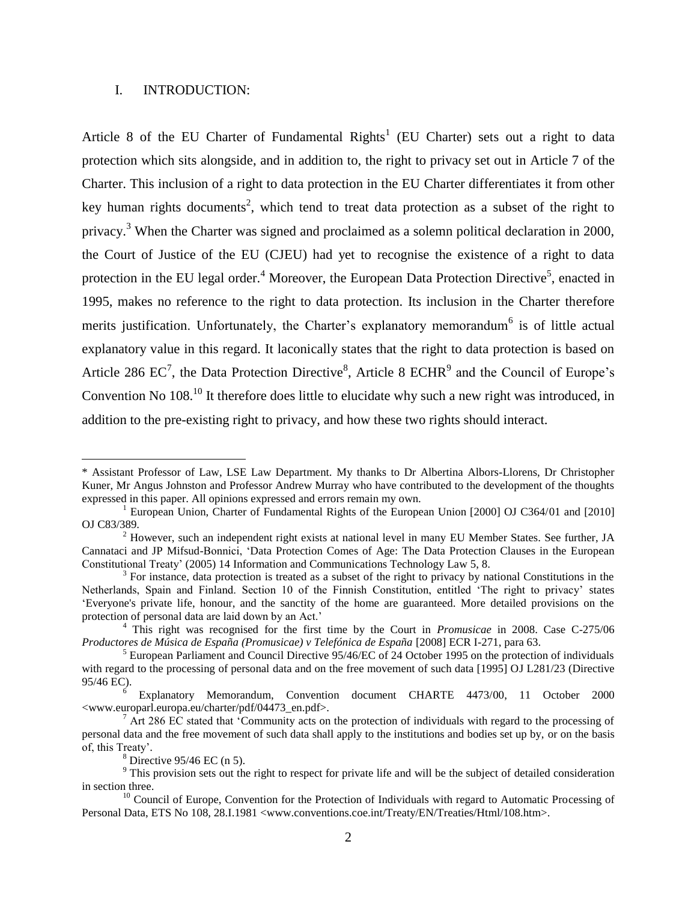## I. INTRODUCTION:

Article 8 of the EU Charter of Fundamental Rights[1] (EU Charter) sets out a right to data protection which sits alongside, and in addition to, the right to privacy set out in Article 7 of the Charter. This inclusion of a right to data protection in the EU Charter differentiates it from other key human rights documents[2], which tend to treat data protection as a subset of the right to privacy.[3] When the Charter was signed and proclaimed as a solemn political declaration in 2000, the Court of Justice of the EU (CJEU) had yet to recognise the existence of a right to data protection in the EU legal order.[4] Moreover, the European Data Protection Directive[5], enacted in 1995, makes no reference to the right to data protection. Its inclusion in the Charter therefore merits justification. Unfortunately, the Charter's explanatory memorandum[6] is of little actual explanatory value in this regard. It laconically states that the right to data protection is based on Article 286 EC[7], the Data Protection Directive[8], Article 8 ECHR[9] and the Council of Europe's Convention No 108.[10] It therefore does little to elucidate why such a new right was introduced, in addition to the pre-existing right to privacy, and how these two rights should interact.

---

\* Assistant Professor of Law, LSE Law Department. My thanks to Dr Albertina Albors-Llorens, Dr Christopher Kuner, Mr Angus Johnston and Professor Andrew Murray who have contributed to the development of the thoughts expressed in this paper. All opinions expressed and errors remain my own.

[1] European Union, Charter of Fundamental Rights of the European Union [2000] OJ C364/01 and [2010] OJ C83/389.

[2] However, such an independent right exists at national level in many EU Member States. See further, JA Cannataci and JP Mifsud-Bonnici, 'Data Protection Comes of Age: The Data Protection Clauses in the European Constitutional Treaty' (2005) 14 Information and Communications Technology Law 5, 8.

[3] For instance, data protection is treated as a subset of the right to privacy by national Constitutions in the Netherlands, Spain and Finland. Section 10 of the Finnish Constitution, entitled 'The right to privacy' states 'Everyone's private life, honour, and the sanctity of the home are guaranteed. More detailed provisions on the protection of personal data are laid down by an Act.'

[4] This right was recognised for the first time by the Court in *Promusicae* in 2008. Case C-275/06 *Productores de Música de España (Promusicae) v Telefónica de España* [2008] ECR I-271, para 63.

[5] European Parliament and Council Directive 95/46/EC of 24 October 1995 on the protection of individuals with regard to the processing of personal data and on the free movement of such data [1995] OJ L281/23 (Directive 95/46 EC).

[6] Explanatory Memorandum, Convention document CHARTE 4473/00, 11 October 2000 <www.europarl.europa.eu/charter/pdf/04473_en.pdf>.

[7] Art 286 EC stated that 'Community acts on the protection of individuals with regard to the processing of personal data and the free movement of such data shall apply to the institutions and bodies set up by, or on the basis of, this Treaty'.

[8] Directive 95/46 EC (n 5).

[9] This provision sets out the right to respect for private life and will be the subject of detailed consideration in section three.

[10] Council of Europe, Convention for the Protection of Individuals with regard to Automatic Processing of Personal Data, ETS No 108, 28.I.1981 <www.conventions.coe.int/Treaty/EN/Treaties/Html/108.htm>.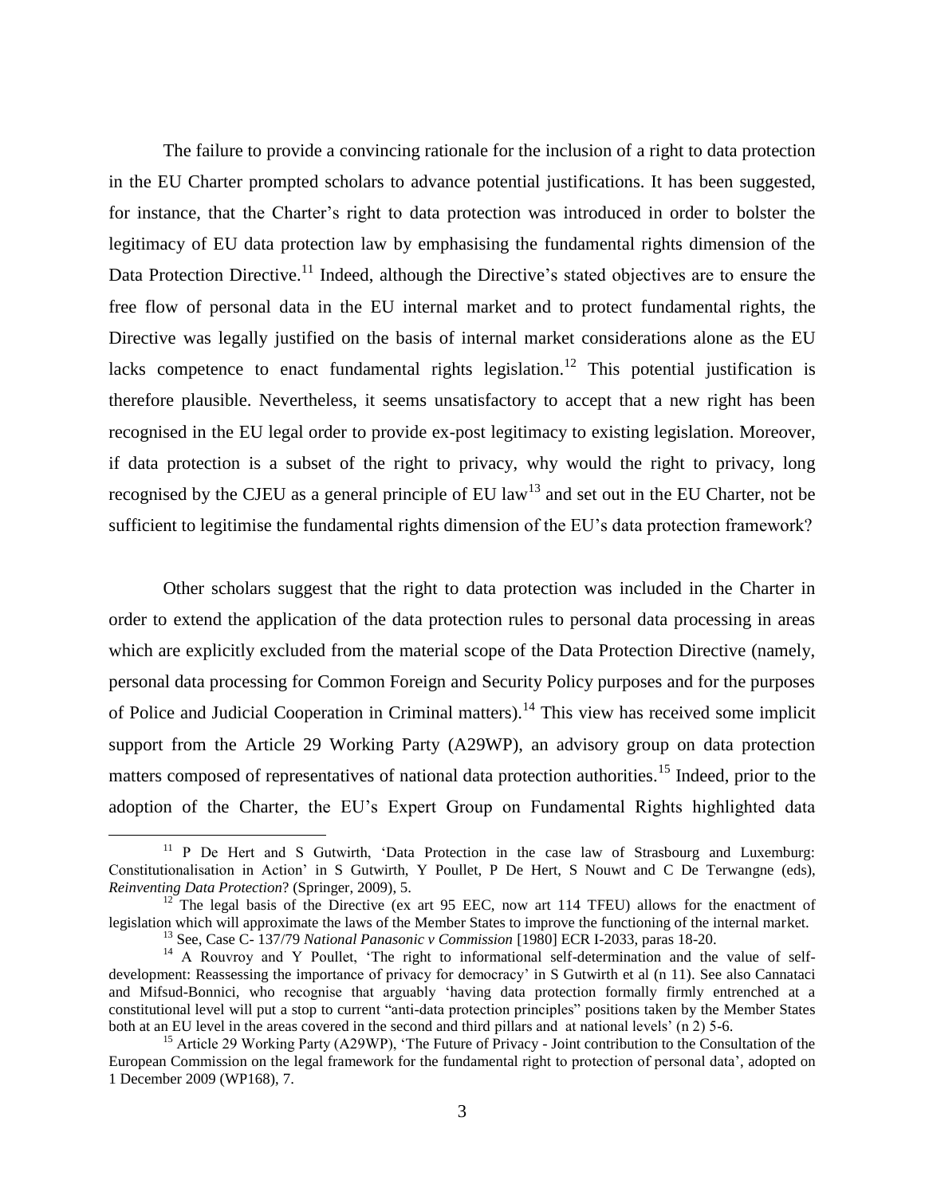The failure to provide a convincing rationale for the inclusion of a right to data protection in the EU Charter prompted scholars to advance potential justifications. It has been suggested, for instance, that the Charter's right to data protection was introduced in order to bolster the legitimacy of EU data protection law by emphasising the fundamental rights dimension of the Data Protection Directive.[11] Indeed, although the Directive's stated objectives are to ensure the free flow of personal data in the EU internal market and to protect fundamental rights, the Directive was legally justified on the basis of internal market considerations alone as the EU lacks competence to enact fundamental rights legislation.[12] This potential justification is therefore plausible. Nevertheless, it seems unsatisfactory to accept that a new right has been recognised in the EU legal order to provide ex-post legitimacy to existing legislation. Moreover, if data protection is a subset of the right to privacy, why would the right to privacy, long recognised by the CJEU as a general principle of EU law[13] and set out in the EU Charter, not be sufficient to legitimise the fundamental rights dimension of the EU's data protection framework?

Other scholars suggest that the right to data protection was included in the Charter in order to extend the application of the data protection rules to personal data processing in areas which are explicitly excluded from the material scope of the Data Protection Directive (namely, personal data processing for Common Foreign and Security Policy purposes and for the purposes of Police and Judicial Cooperation in Criminal matters).[14] This view has received some implicit support from the Article 29 Working Party (A29WP), an advisory group on data protection matters composed of representatives of national data protection authorities.[15] Indeed, prior to the adoption of the Charter, the EU's Expert Group on Fundamental Rights highlighted data

[11] P De Hert and S Gutwirth, 'Data Protection in the case law of Strasbourg and Luxemburg: Constitutionalisation in Action' in S Gutwirth, Y Poullet, P De Hert, S Nouwt and C De Terwangne (eds), *Reinventing Data Protection*? (Springer, 2009), 5.

[12] The legal basis of the Directive (ex art 95 EEC, now art 114 TFEU) allows for the enactment of legislation which will approximate the laws of the Member States to improve the functioning of the internal market.

[13] See, Case C- 137/79 *National Panasonic v Commission* [1980] ECR I-2033, paras 18-20.

[14] A Rouvroy and Y Poullet, 'The right to informational self-determination and the value of self-development: Reassessing the importance of privacy for democracy' in S Gutwirth et al (n 11). See also Cannataci and Mifsud-Bonnici, who recognise that arguably 'having data protection formally firmly entrenched at a constitutional level will put a stop to current "anti-data protection principles" positions taken by the Member States both at an EU level in the areas covered in the second and third pillars and at national levels' (n 2) 5-6.

[15] Article 29 Working Party (A29WP), 'The Future of Privacy - Joint contribution to the Consultation of the European Commission on the legal framework for the fundamental right to protection of personal data', adopted on 1 December 2009 (WP168), 7.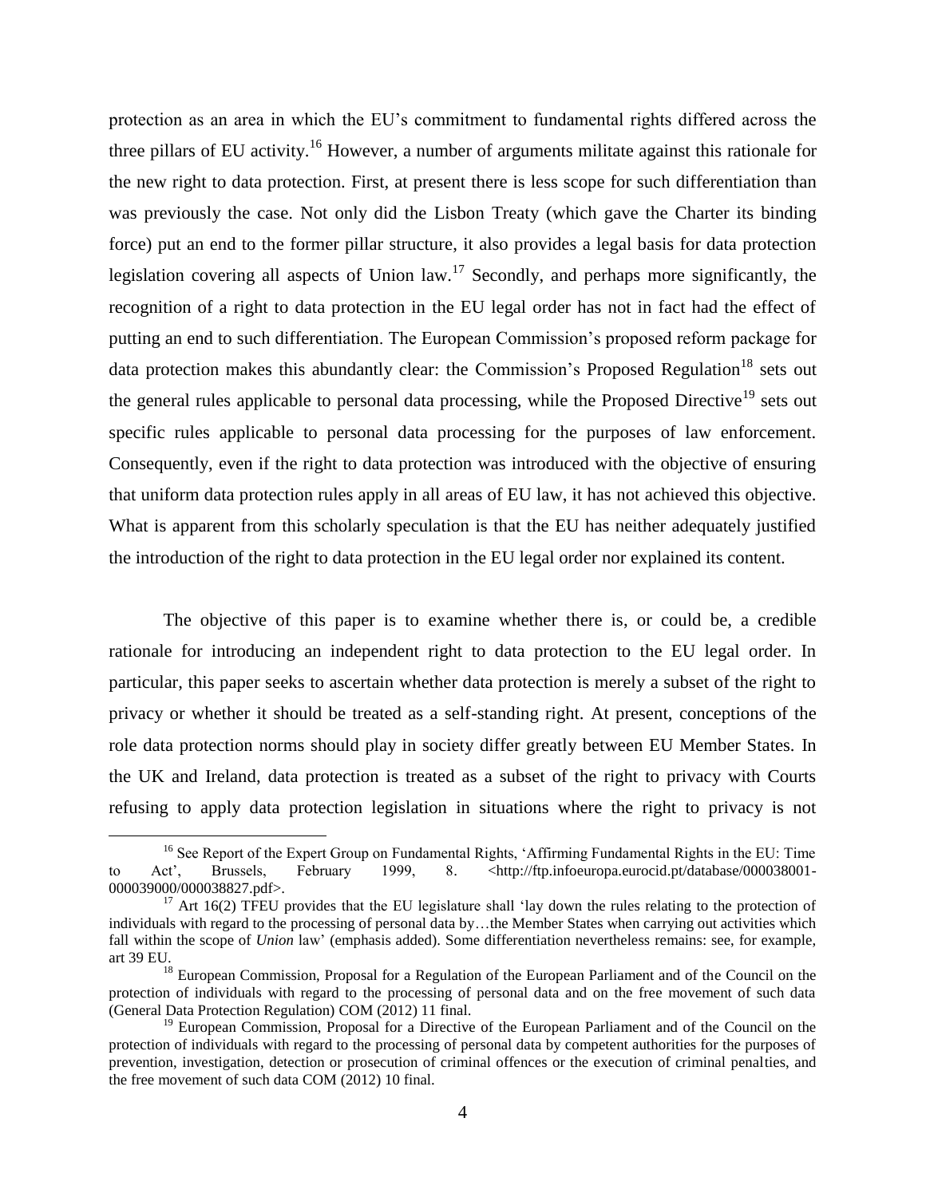protection as an area in which the EU's commitment to fundamental rights differed across the three pillars of EU activity.[16] However, a number of arguments militate against this rationale for the new right to data protection. First, at present there is less scope for such differentiation than was previously the case. Not only did the Lisbon Treaty (which gave the Charter its binding force) put an end to the former pillar structure, it also provides a legal basis for data protection legislation covering all aspects of Union law.[17] Secondly, and perhaps more significantly, the recognition of a right to data protection in the EU legal order has not in fact had the effect of putting an end to such differentiation. The European Commission's proposed reform package for data protection makes this abundantly clear: the Commission's Proposed Regulation[18] sets out the general rules applicable to personal data processing, while the Proposed Directive[19] sets out specific rules applicable to personal data processing for the purposes of law enforcement. Consequently, even if the right to data protection was introduced with the objective of ensuring that uniform data protection rules apply in all areas of EU law, it has not achieved this objective. What is apparent from this scholarly speculation is that the EU has neither adequately justified the introduction of the right to data protection in the EU legal order nor explained its content.

The objective of this paper is to examine whether there is, or could be, a credible rationale for introducing an independent right to data protection to the EU legal order. In particular, this paper seeks to ascertain whether data protection is merely a subset of the right to privacy or whether it should be treated as a self-standing right. At present, conceptions of the role data protection norms should play in society differ greatly between EU Member States. In the UK and Ireland, data protection is treated as a subset of the right to privacy with Courts refusing to apply data protection legislation in situations where the right to privacy is not

---

[16] See Report of the Expert Group on Fundamental Rights, 'Affirming Fundamental Rights in the EU: Time to Act', Brussels, February 1999, 8. <http://ftp.infoeuropa.eurocid.pt/database/000038001-000039000/000038827.pdf>.

[17] Art 16(2) TFEU provides that the EU legislature shall 'lay down the rules relating to the protection of individuals with regard to the processing of personal data by…the Member States when carrying out activities which fall within the scope of *Union* law' (emphasis added). Some differentiation nevertheless remains: see, for example, art 39 EU.

[18] European Commission, Proposal for a Regulation of the European Parliament and of the Council on the protection of individuals with regard to the processing of personal data and on the free movement of such data (General Data Protection Regulation) COM (2012) 11 final.

[19] European Commission, Proposal for a Directive of the European Parliament and of the Council on the protection of individuals with regard to the processing of personal data by competent authorities for the purposes of prevention, investigation, detection or prosecution of criminal offences or the execution of criminal penalties, and the free movement of such data COM (2012) 10 final.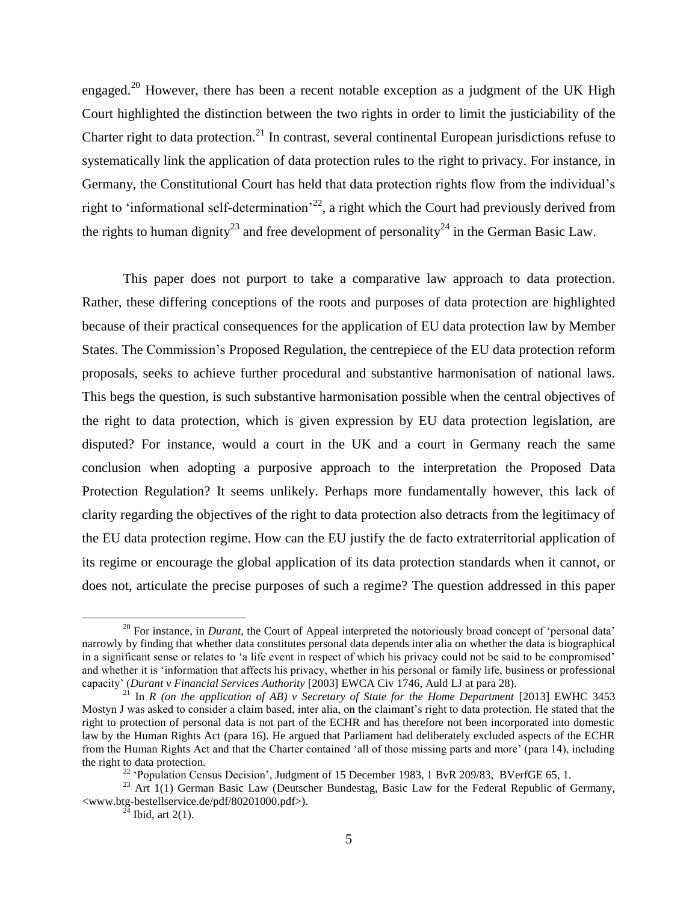engaged.[20] However, there has been a recent notable exception as a judgment of the UK High Court highlighted the distinction between the two rights in order to limit the justiciability of the Charter right to data protection.[21] In contrast, several continental European jurisdictions refuse to systematically link the application of data protection rules to the right to privacy. For instance, in Germany, the Constitutional Court has held that data protection rights flow from the individual's right to 'informational self-determination'[22], a right which the Court had previously derived from the rights to human dignity[23] and free development of personality[24] in the German Basic Law.

This paper does not purport to take a comparative law approach to data protection. Rather, these differing conceptions of the roots and purposes of data protection are highlighted because of their practical consequences for the application of EU data protection law by Member States. The Commission's Proposed Regulation, the centrepiece of the EU data protection reform proposals, seeks to achieve further procedural and substantive harmonisation of national laws. This begs the question, is such substantive harmonisation possible when the central objectives of the right to data protection, which is given expression by EU data protection legislation, are disputed? For instance, would a court in the UK and a court in Germany reach the same conclusion when adopting a purposive approach to the interpretation the Proposed Data Protection Regulation? It seems unlikely. Perhaps more fundamentally however, this lack of clarity regarding the objectives of the right to data protection also detracts from the legitimacy of the EU data protection regime. How can the EU justify the de facto extraterritorial application of its regime or encourage the global application of its data protection standards when it cannot, or does not, articulate the precise purposes of such a regime? The question addressed in this paper

---

[20] For instance, in *Durant*, the Court of Appeal interpreted the notoriously broad concept of 'personal data' narrowly by finding that whether data constitutes personal data depends inter alia on whether the data is biographical in a significant sense or relates to 'a life event in respect of which his privacy could not be said to be compromised' and whether it is 'information that affects his privacy, whether in his personal or family life, business or professional capacity' (*Durant v Financial Services Authority* [2003] EWCA Civ 1746, Auld LJ at para 28).

[21] In *R (on the application of AB) v Secretary of State for the Home Department* [2013] EWHC 3453 Mostyn J was asked to consider a claim based, inter alia, on the claimant's right to data protection. He stated that the right to protection of personal data is not part of the ECHR and has therefore not been incorporated into domestic law by the Human Rights Act (para 16). He argued that Parliament had deliberately excluded aspects of the ECHR from the Human Rights Act and that the Charter contained 'all of those missing parts and more' (para 14), including the right to data protection.

[22] 'Population Census Decision', Judgment of 15 December 1983, 1 BvR 209/83, BVerfGE 65, 1.

[23] Art 1(1) German Basic Law (Deutscher Bundestag, Basic Law for the Federal Republic of Germany, <www.btg-bestellservice.de/pdf/80201000.pdf>).

[24] Ibid, art 2(1).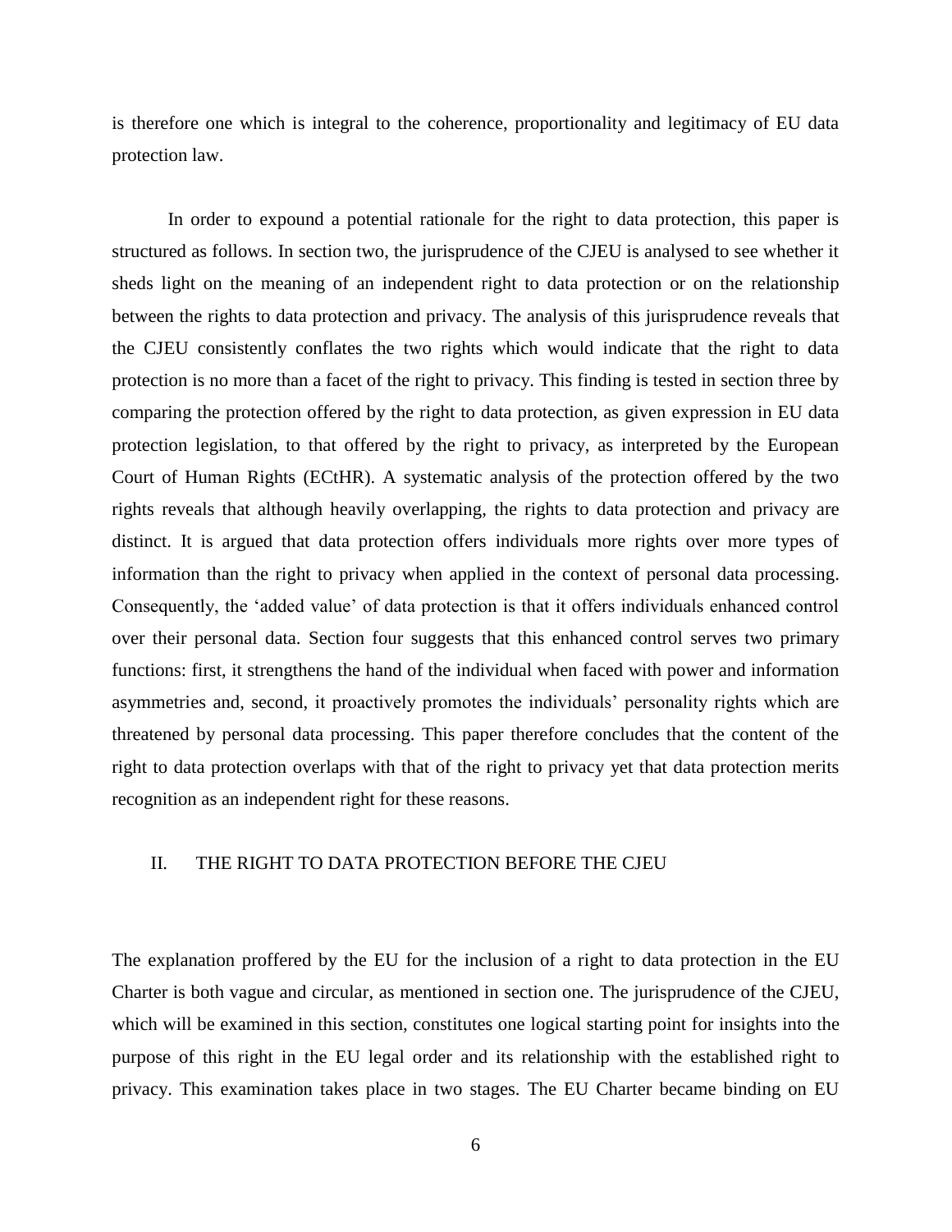is therefore one which is integral to the coherence, proportionality and legitimacy of EU data protection law.

In order to expound a potential rationale for the right to data protection, this paper is structured as follows. In section two, the jurisprudence of the CJEU is analysed to see whether it sheds light on the meaning of an independent right to data protection or on the relationship between the rights to data protection and privacy. The analysis of this jurisprudence reveals that the CJEU consistently conflates the two rights which would indicate that the right to data protection is no more than a facet of the right to privacy. This finding is tested in section three by comparing the protection offered by the right to data protection, as given expression in EU data protection legislation, to that offered by the right to privacy, as interpreted by the European Court of Human Rights (ECtHR). A systematic analysis of the protection offered by the two rights reveals that although heavily overlapping, the rights to data protection and privacy are distinct. It is argued that data protection offers individuals more rights over more types of information than the right to privacy when applied in the context of personal data processing. Consequently, the 'added value' of data protection is that it offers individuals enhanced control over their personal data. Section four suggests that this enhanced control serves two primary functions: first, it strengthens the hand of the individual when faced with power and information asymmetries and, second, it proactively promotes the individuals' personality rights which are threatened by personal data processing. This paper therefore concludes that the content of the right to data protection overlaps with that of the right to privacy yet that data protection merits recognition as an independent right for these reasons.

## II. THE RIGHT TO DATA PROTECTION BEFORE THE CJEU

The explanation proffered by the EU for the inclusion of a right to data protection in the EU Charter is both vague and circular, as mentioned in section one. The jurisprudence of the CJEU, which will be examined in this section, constitutes one logical starting point for insights into the purpose of this right in the EU legal order and its relationship with the established right to privacy. This examination takes place in two stages. The EU Charter became binding on EU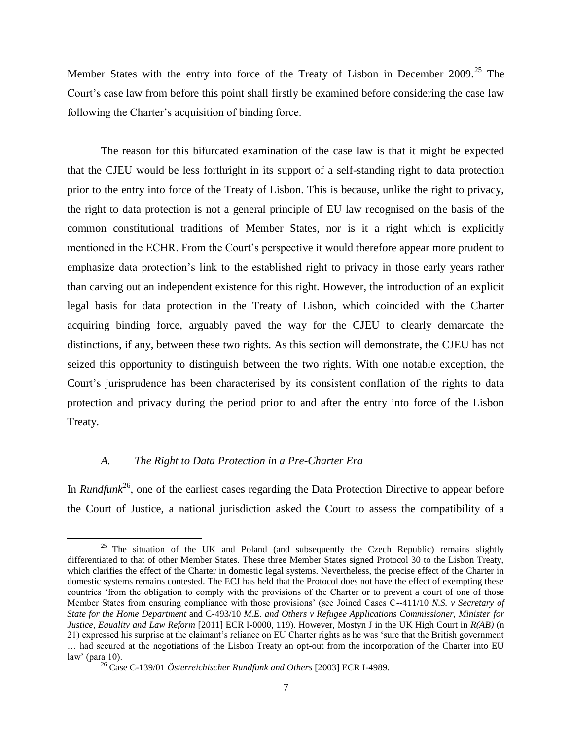Member States with the entry into force of the Treaty of Lisbon in December 2009.[25] The Court's case law from before this point shall firstly be examined before considering the case law following the Charter's acquisition of binding force.

The reason for this bifurcated examination of the case law is that it might be expected that the CJEU would be less forthright in its support of a self-standing right to data protection prior to the entry into force of the Treaty of Lisbon. This is because, unlike the right to privacy, the right to data protection is not a general principle of EU law recognised on the basis of the common constitutional traditions of Member States, nor is it a right which is explicitly mentioned in the ECHR. From the Court's perspective it would therefore appear more prudent to emphasize data protection's link to the established right to privacy in those early years rather than carving out an independent existence for this right. However, the introduction of an explicit legal basis for data protection in the Treaty of Lisbon, which coincided with the Charter acquiring binding force, arguably paved the way for the CJEU to clearly demarcate the distinctions, if any, between these two rights. As this section will demonstrate, the CJEU has not seized this opportunity to distinguish between the two rights. With one notable exception, the Court's jurisprudence has been characterised by its consistent conflation of the rights to data protection and privacy during the period prior to and after the entry into force of the Lisbon Treaty.

### *A. The Right to Data Protection in a Pre-Charter Era*

In *Rundfunk*[26], one of the earliest cases regarding the Data Protection Directive to appear before the Court of Justice, a national jurisdiction asked the Court to assess the compatibility of a

---

[25] The situation of the UK and Poland (and subsequently the Czech Republic) remains slightly differentiated to that of other Member States. These three Member States signed Protocol 30 to the Lisbon Treaty, which clarifies the effect of the Charter in domestic legal systems. Nevertheless, the precise effect of the Charter in domestic systems remains contested. The ECJ has held that the Protocol does not have the effect of exempting these countries 'from the obligation to comply with the provisions of the Charter or to prevent a court of one of those Member States from ensuring compliance with those provisions' (see Joined Cases C--411/10 *N.S. v Secretary of State for the Home Department* and C-493/10 *M.E. and Others v Refugee Applications Commissioner, Minister for Justice, Equality and Law Reform* [2011] ECR I-0000, 119). However, Mostyn J in the UK High Court in *R(AB)* (n 21) expressed his surprise at the claimant's reliance on EU Charter rights as he was 'sure that the British government … had secured at the negotiations of the Lisbon Treaty an opt-out from the incorporation of the Charter into EU law' (para 10).

[26] Case C-139/01 *Österreichischer Rundfunk and Others* [2003] ECR I-4989.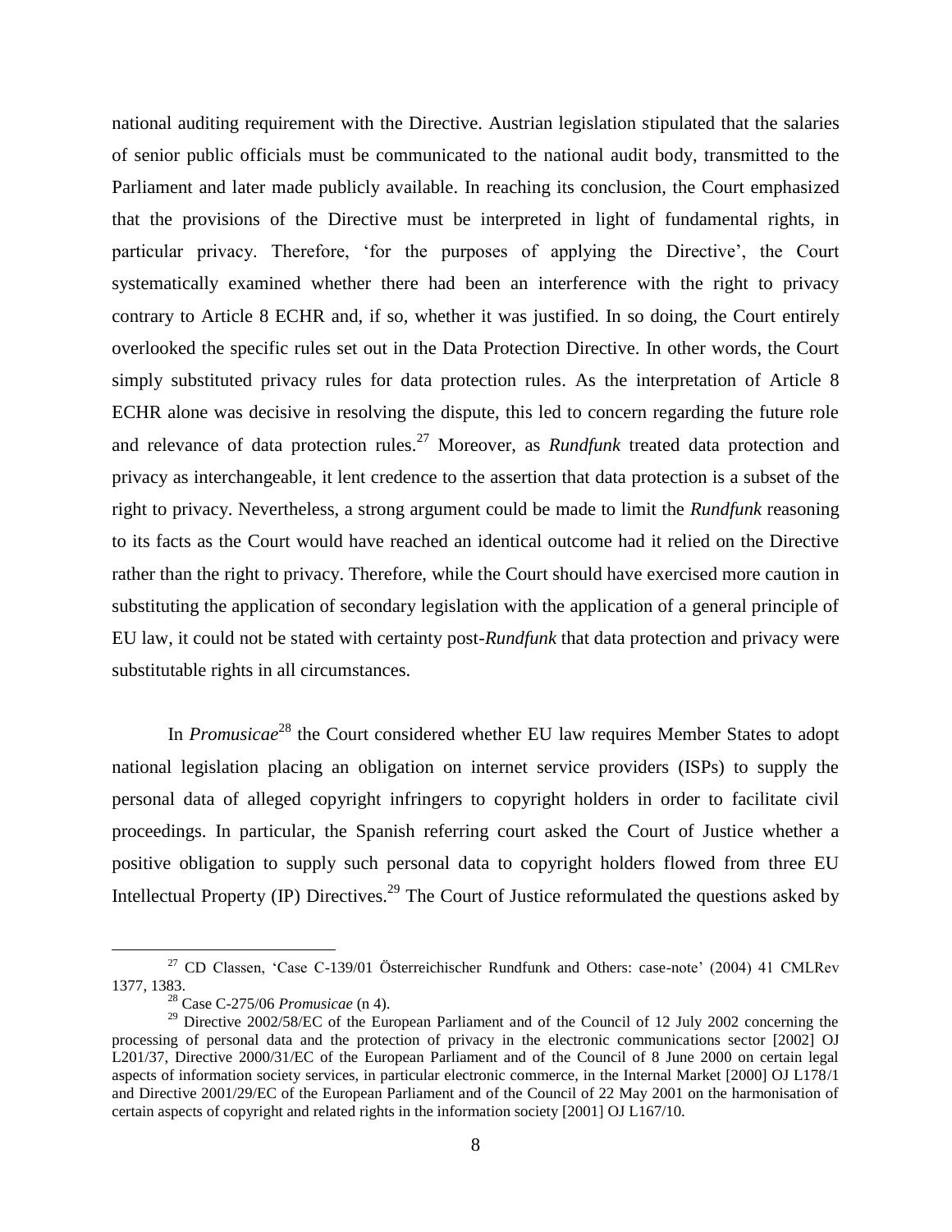national auditing requirement with the Directive. Austrian legislation stipulated that the salaries of senior public officials must be communicated to the national audit body, transmitted to the Parliament and later made publicly available. In reaching its conclusion, the Court emphasized that the provisions of the Directive must be interpreted in light of fundamental rights, in particular privacy. Therefore, 'for the purposes of applying the Directive', the Court systematically examined whether there had been an interference with the right to privacy contrary to Article 8 ECHR and, if so, whether it was justified. In so doing, the Court entirely overlooked the specific rules set out in the Data Protection Directive. In other words, the Court simply substituted privacy rules for data protection rules. As the interpretation of Article 8 ECHR alone was decisive in resolving the dispute, this led to concern regarding the future role and relevance of data protection rules.[27] Moreover, as *Rundfunk* treated data protection and privacy as interchangeable, it lent credence to the assertion that data protection is a subset of the right to privacy. Nevertheless, a strong argument could be made to limit the *Rundfunk* reasoning to its facts as the Court would have reached an identical outcome had it relied on the Directive rather than the right to privacy. Therefore, while the Court should have exercised more caution in substituting the application of secondary legislation with the application of a general principle of EU law, it could not be stated with certainty post-*Rundfunk* that data protection and privacy were substitutable rights in all circumstances.

In *Promusicae*[28] the Court considered whether EU law requires Member States to adopt national legislation placing an obligation on internet service providers (ISPs) to supply the personal data of alleged copyright infringers to copyright holders in order to facilitate civil proceedings. In particular, the Spanish referring court asked the Court of Justice whether a positive obligation to supply such personal data to copyright holders flowed from three EU Intellectual Property (IP) Directives.[29] The Court of Justice reformulated the questions asked by

---

[27] CD Classen, 'Case C-139/01 Österreichischer Rundfunk and Others: case-note' (2004) 41 CMLRev 1377, 1383.

[28] Case C-275/06 *Promusicae* (n 4).

[29] Directive 2002/58/EC of the European Parliament and of the Council of 12 July 2002 concerning the processing of personal data and the protection of privacy in the electronic communications sector [2002] OJ L201/37, Directive 2000/31/EC of the European Parliament and of the Council of 8 June 2000 on certain legal aspects of information society services, in particular electronic commerce, in the Internal Market [2000] OJ L178/1 and Directive 2001/29/EC of the European Parliament and of the Council of 22 May 2001 on the harmonisation of certain aspects of copyright and related rights in the information society [2001] OJ L167/10.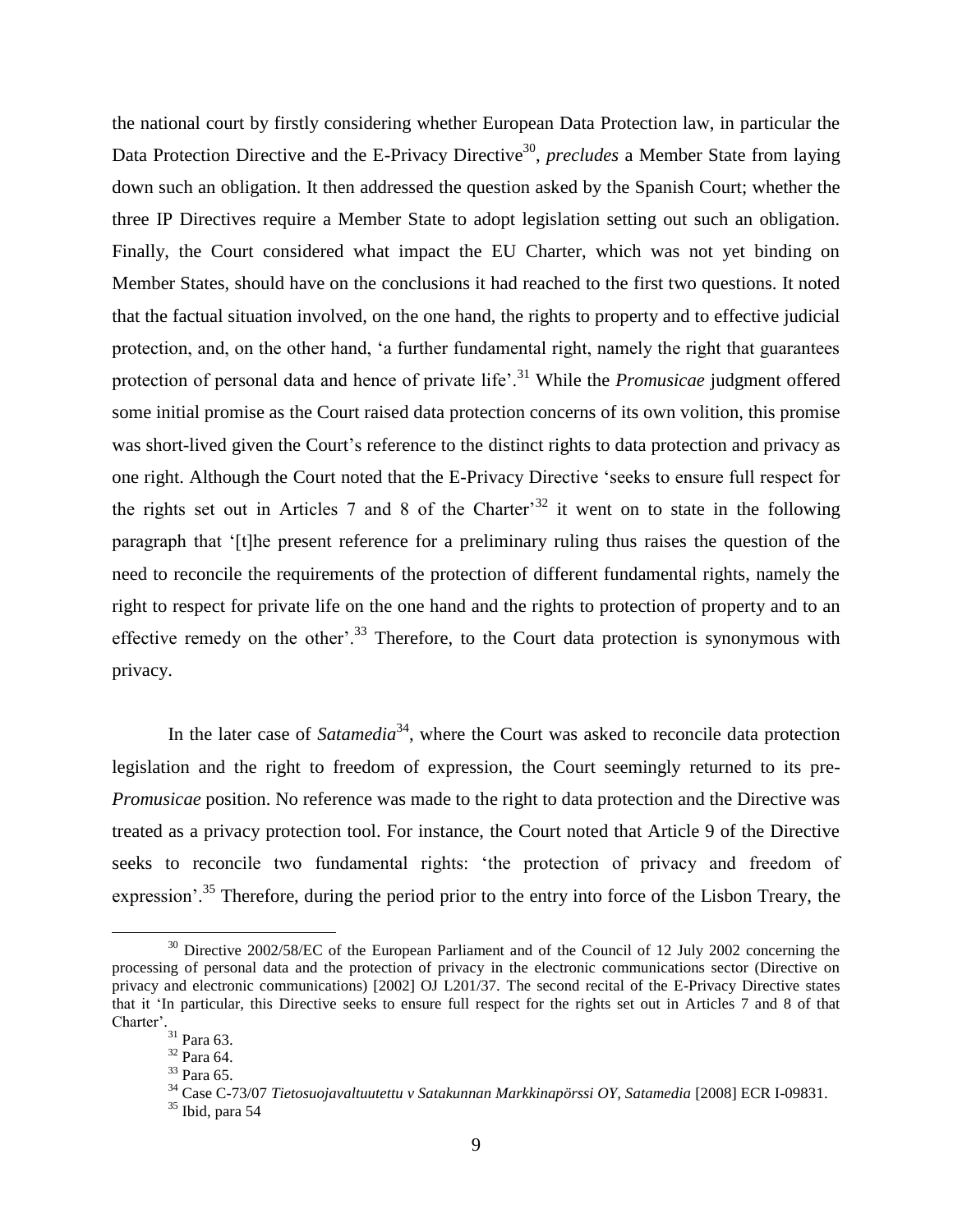the national court by firstly considering whether European Data Protection law, in particular the Data Protection Directive and the E-Privacy Directive[30], *precludes* a Member State from laying down such an obligation. It then addressed the question asked by the Spanish Court; whether the three IP Directives require a Member State to adopt legislation setting out such an obligation. Finally, the Court considered what impact the EU Charter, which was not yet binding on Member States, should have on the conclusions it had reached to the first two questions. It noted that the factual situation involved, on the one hand, the rights to property and to effective judicial protection, and, on the other hand, 'a further fundamental right, namely the right that guarantees protection of personal data and hence of private life'.[31] While the *Promusicae* judgment offered some initial promise as the Court raised data protection concerns of its own volition, this promise was short-lived given the Court's reference to the distinct rights to data protection and privacy as one right. Although the Court noted that the E-Privacy Directive 'seeks to ensure full respect for the rights set out in Articles 7 and 8 of the Charter'[32] it went on to state in the following paragraph that '[t]he present reference for a preliminary ruling thus raises the question of the need to reconcile the requirements of the protection of different fundamental rights, namely the right to respect for private life on the one hand and the rights to protection of property and to an effective remedy on the other'.[33] Therefore, to the Court data protection is synonymous with privacy.

In the later case of *Satamedia*[34], where the Court was asked to reconcile data protection legislation and the right to freedom of expression, the Court seemingly returned to its pre-*Promusicae* position. No reference was made to the right to data protection and the Directive was treated as a privacy protection tool. For instance, the Court noted that Article 9 of the Directive seeks to reconcile two fundamental rights: 'the protection of privacy and freedom of expression'.[35] Therefore, during the period prior to the entry into force of the Lisbon Treary, the

---

[30] Directive 2002/58/EC of the European Parliament and of the Council of 12 July 2002 concerning the processing of personal data and the protection of privacy in the electronic communications sector (Directive on privacy and electronic communications) [2002] OJ L201/37. The second recital of the E-Privacy Directive states that it 'In particular, this Directive seeks to ensure full respect for the rights set out in Articles 7 and 8 of that Charter'.

[31] Para 63.

[32] Para 64.

[33] Para 65.

[34] Case C-73/07 *Tietosuojavaltuutettu v Satakunnan Markkinapörssi OY, Satamedia* [2008] ECR I-09831.

[35] Ibid, para 54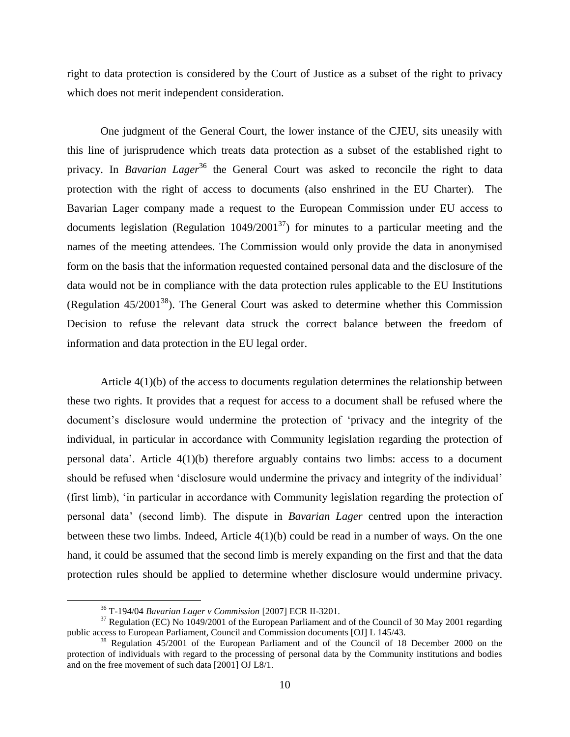right to data protection is considered by the Court of Justice as a subset of the right to privacy which does not merit independent consideration.

One judgment of the General Court, the lower instance of the CJEU, sits uneasily with this line of jurisprudence which treats data protection as a subset of the established right to privacy. In *Bavarian Lager*[36] the General Court was asked to reconcile the right to data protection with the right of access to documents (also enshrined in the EU Charter). The Bavarian Lager company made a request to the European Commission under EU access to documents legislation (Regulation 1049/2001[37]) for minutes to a particular meeting and the names of the meeting attendees. The Commission would only provide the data in anonymised form on the basis that the information requested contained personal data and the disclosure of the data would not be in compliance with the data protection rules applicable to the EU Institutions (Regulation 45/2001[38]). The General Court was asked to determine whether this Commission Decision to refuse the relevant data struck the correct balance between the freedom of information and data protection in the EU legal order.

Article 4(1)(b) of the access to documents regulation determines the relationship between these two rights. It provides that a request for access to a document shall be refused where the document's disclosure would undermine the protection of 'privacy and the integrity of the individual, in particular in accordance with Community legislation regarding the protection of personal data'. Article 4(1)(b) therefore arguably contains two limbs: access to a document should be refused when 'disclosure would undermine the privacy and integrity of the individual' (first limb), 'in particular in accordance with Community legislation regarding the protection of personal data' (second limb). The dispute in *Bavarian Lager* centred upon the interaction between these two limbs. Indeed, Article 4(1)(b) could be read in a number of ways. On the one hand, it could be assumed that the second limb is merely expanding on the first and that the data protection rules should be applied to determine whether disclosure would undermine privacy.

[36] T-194/04 *Bavarian Lager v Commission* [2007] ECR II-3201.

[37] Regulation (EC) No 1049/2001 of the European Parliament and of the Council of 30 May 2001 regarding public access to European Parliament, Council and Commission documents [OJ] L 145/43.

[38] Regulation 45/2001 of the European Parliament and of the Council of 18 December 2000 on the protection of individuals with regard to the processing of personal data by the Community institutions and bodies and on the free movement of such data [2001] OJ L8/1.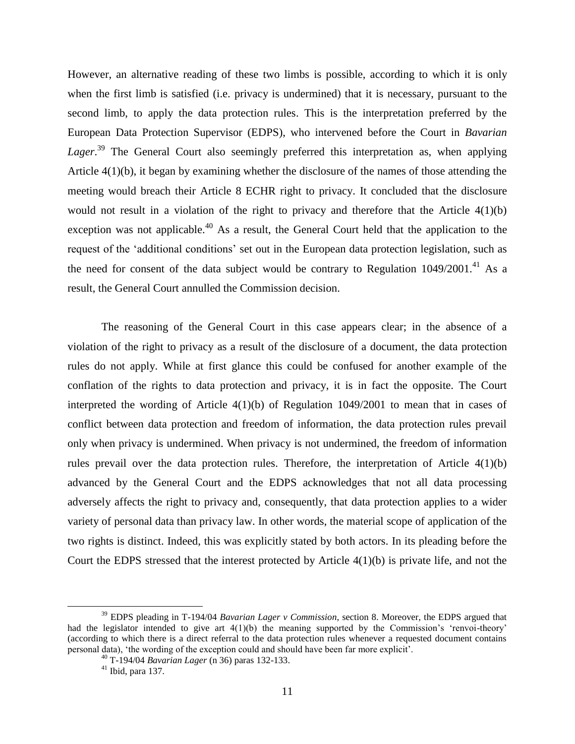However, an alternative reading of these two limbs is possible, according to which it is only when the first limb is satisfied (i.e. privacy is undermined) that it is necessary, pursuant to the second limb, to apply the data protection rules. This is the interpretation preferred by the European Data Protection Supervisor (EDPS), who intervened before the Court in *Bavarian Lager*.[39] The General Court also seemingly preferred this interpretation as, when applying Article 4(1)(b), it began by examining whether the disclosure of the names of those attending the meeting would breach their Article 8 ECHR right to privacy. It concluded that the disclosure would not result in a violation of the right to privacy and therefore that the Article 4(1)(b) exception was not applicable.[40] As a result, the General Court held that the application to the request of the 'additional conditions' set out in the European data protection legislation, such as the need for consent of the data subject would be contrary to Regulation 1049/2001.[41] As a result, the General Court annulled the Commission decision.

The reasoning of the General Court in this case appears clear; in the absence of a violation of the right to privacy as a result of the disclosure of a document, the data protection rules do not apply. While at first glance this could be confused for another example of the conflation of the rights to data protection and privacy, it is in fact the opposite. The Court interpreted the wording of Article 4(1)(b) of Regulation 1049/2001 to mean that in cases of conflict between data protection and freedom of information, the data protection rules prevail only when privacy is undermined. When privacy is not undermined, the freedom of information rules prevail over the data protection rules. Therefore, the interpretation of Article 4(1)(b) advanced by the General Court and the EDPS acknowledges that not all data processing adversely affects the right to privacy and, consequently, that data protection applies to a wider variety of personal data than privacy law. In other words, the material scope of application of the two rights is distinct. Indeed, this was explicitly stated by both actors. In its pleading before the Court the EDPS stressed that the interest protected by Article 4(1)(b) is private life, and not the

---

[39] EDPS pleading in T-194/04 *Bavarian Lager v Commission*, section 8. Moreover, the EDPS argued that had the legislator intended to give art 4(1)(b) the meaning supported by the Commission's 'renvoi-theory' (according to which there is a direct referral to the data protection rules whenever a requested document contains personal data), 'the wording of the exception could and should have been far more explicit'.

[40] T-194/04 *Bavarian Lager* (n 36) paras 132-133.

[41] Ibid, para 137.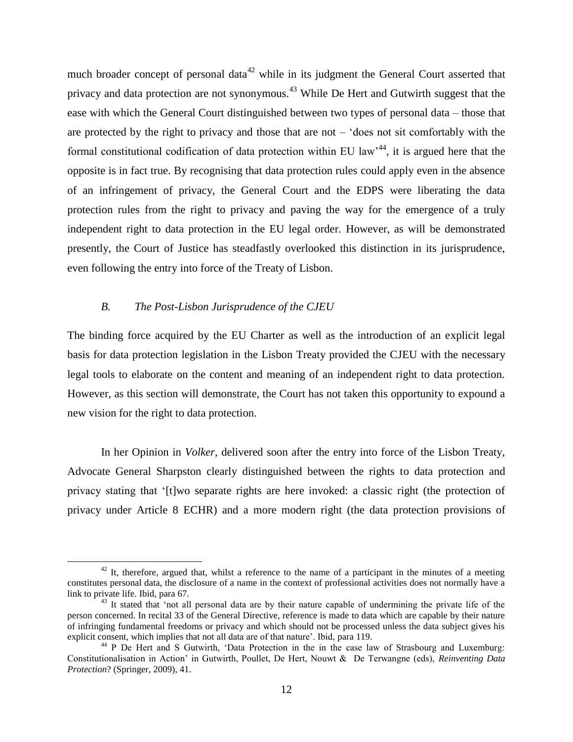much broader concept of personal data[42] while in its judgment the General Court asserted that privacy and data protection are not synonymous.[43] While De Hert and Gutwirth suggest that the ease with which the General Court distinguished between two types of personal data – those that are protected by the right to privacy and those that are not – 'does not sit comfortably with the formal constitutional codification of data protection within EU law'[44], it is argued here that the opposite is in fact true. By recognising that data protection rules could apply even in the absence of an infringement of privacy, the General Court and the EDPS were liberating the data protection rules from the right to privacy and paving the way for the emergence of a truly independent right to data protection in the EU legal order. However, as will be demonstrated presently, the Court of Justice has steadfastly overlooked this distinction in its jurisprudence, even following the entry into force of the Treaty of Lisbon.

### *B. The Post-Lisbon Jurisprudence of the CJEU*

The binding force acquired by the EU Charter as well as the introduction of an explicit legal basis for data protection legislation in the Lisbon Treaty provided the CJEU with the necessary legal tools to elaborate on the content and meaning of an independent right to data protection. However, as this section will demonstrate, the Court has not taken this opportunity to expound a new vision for the right to data protection.

In her Opinion in *Volker*, delivered soon after the entry into force of the Lisbon Treaty, Advocate General Sharpston clearly distinguished between the rights to data protection and privacy stating that '[t]wo separate rights are here invoked: a classic right (the protection of privacy under Article 8 ECHR) and a more modern right (the data protection provisions of

---

[42] It, therefore, argued that, whilst a reference to the name of a participant in the minutes of a meeting constitutes personal data, the disclosure of a name in the context of professional activities does not normally have a link to private life. Ibid, para 67.

[43] It stated that 'not all personal data are by their nature capable of undermining the private life of the person concerned. In recital 33 of the General Directive, reference is made to data which are capable by their nature of infringing fundamental freedoms or privacy and which should not be processed unless the data subject gives his explicit consent, which implies that not all data are of that nature'. Ibid, para 119.

[44] P De Hert and S Gutwirth, 'Data Protection in the in the case law of Strasbourg and Luxemburg: Constitutionalisation in Action' in Gutwirth, Poullet, De Hert, Nouwt & De Terwangne (eds), *Reinventing Data Protection*? (Springer, 2009), 41.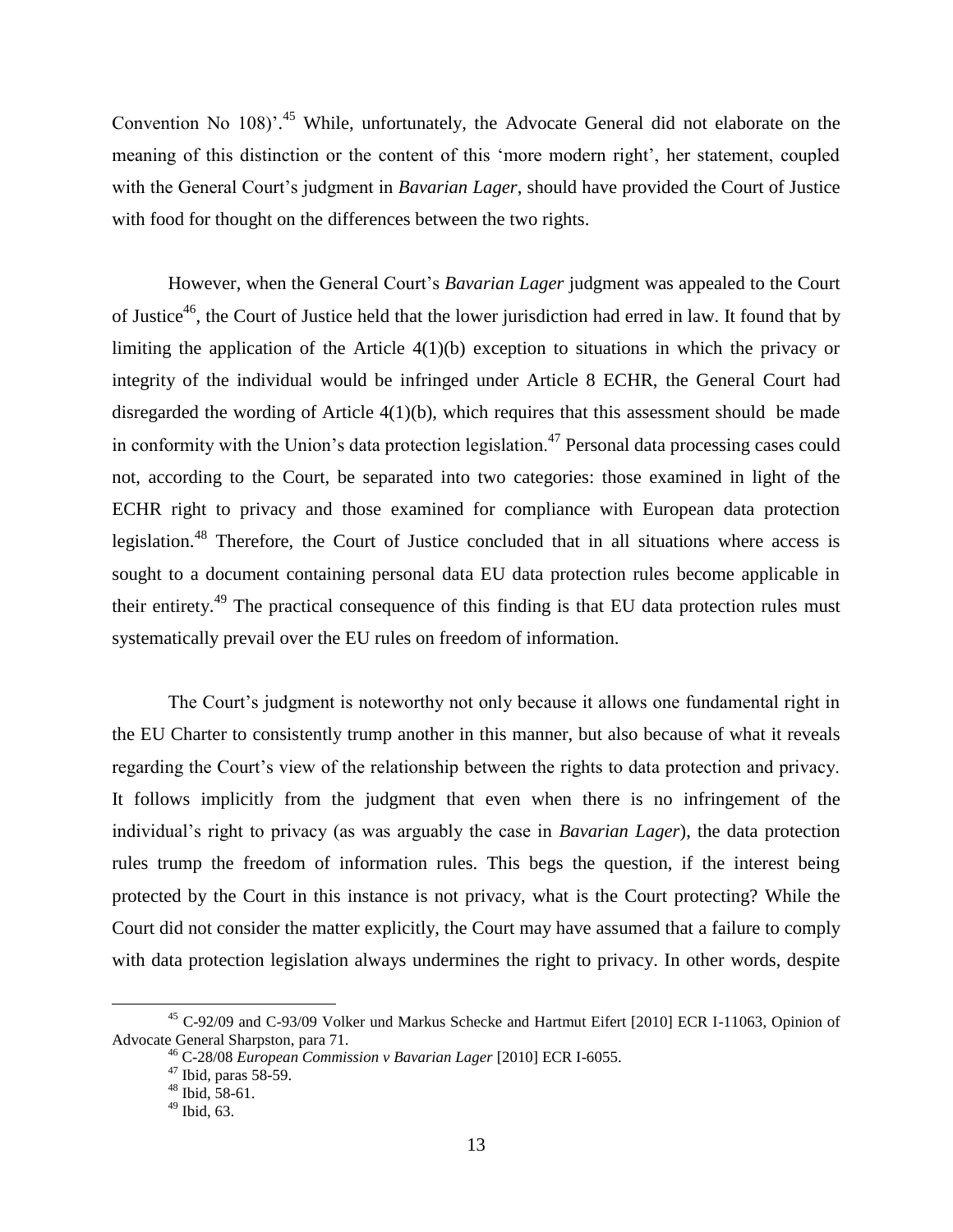Convention No 108)'.[45] While, unfortunately, the Advocate General did not elaborate on the meaning of this distinction or the content of this 'more modern right', her statement, coupled with the General Court's judgment in *Bavarian Lager*, should have provided the Court of Justice with food for thought on the differences between the two rights.

However, when the General Court's *Bavarian Lager* judgment was appealed to the Court of Justice[46], the Court of Justice held that the lower jurisdiction had erred in law. It found that by limiting the application of the Article 4(1)(b) exception to situations in which the privacy or integrity of the individual would be infringed under Article 8 ECHR, the General Court had disregarded the wording of Article 4(1)(b), which requires that this assessment should be made in conformity with the Union's data protection legislation.[47] Personal data processing cases could not, according to the Court, be separated into two categories: those examined in light of the ECHR right to privacy and those examined for compliance with European data protection legislation.[48] Therefore, the Court of Justice concluded that in all situations where access is sought to a document containing personal data EU data protection rules become applicable in their entirety.[49] The practical consequence of this finding is that EU data protection rules must systematically prevail over the EU rules on freedom of information.

The Court's judgment is noteworthy not only because it allows one fundamental right in the EU Charter to consistently trump another in this manner, but also because of what it reveals regarding the Court's view of the relationship between the rights to data protection and privacy. It follows implicitly from the judgment that even when there is no infringement of the individual's right to privacy (as was arguably the case in *Bavarian Lager*), the data protection rules trump the freedom of information rules. This begs the question, if the interest being protected by the Court in this instance is not privacy, what is the Court protecting? While the Court did not consider the matter explicitly, the Court may have assumed that a failure to comply with data protection legislation always undermines the right to privacy. In other words, despite

---

[45] C-92/09 and C-93/09 Volker und Markus Schecke and Hartmut Eifert [2010] ECR I-11063, Opinion of Advocate General Sharpston, para 71.

[46] C-28/08 *European Commission v Bavarian Lager* [2010] ECR I-6055.

[47] Ibid, paras 58-59.

[48] Ibid, 58-61.

[49] Ibid, 63.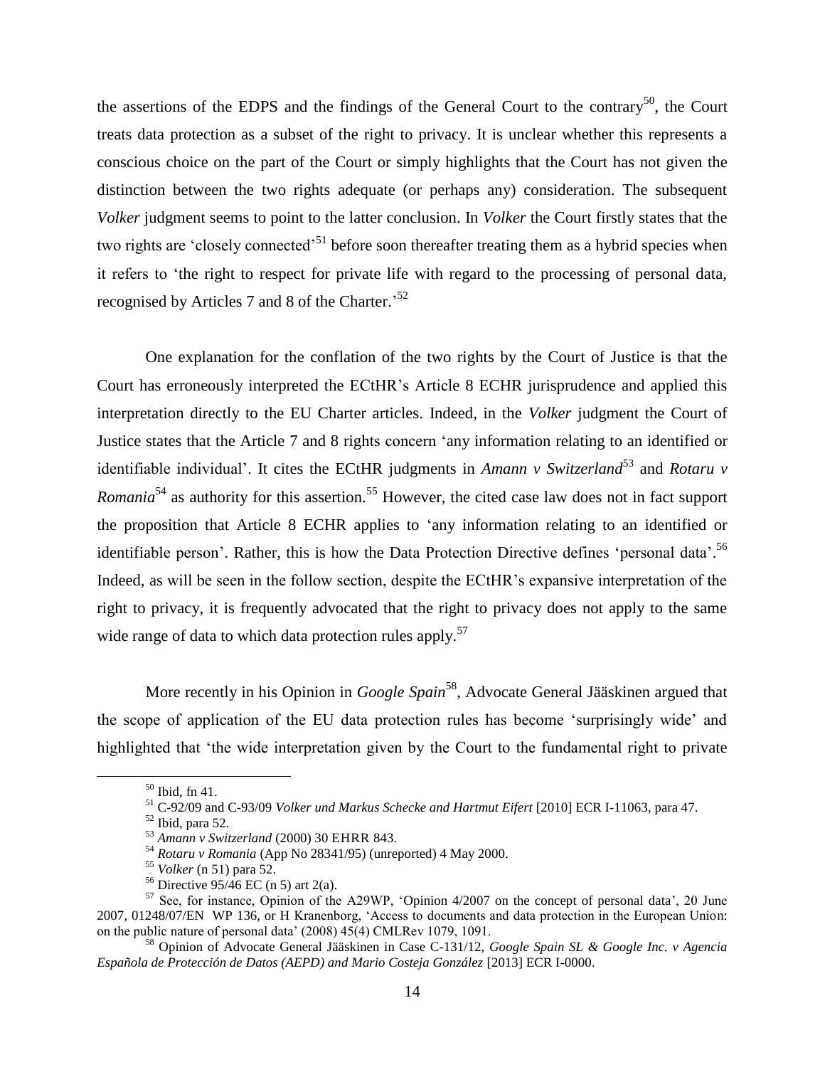the assertions of the EDPS and the findings of the General Court to the contrary[50], the Court treats data protection as a subset of the right to privacy. It is unclear whether this represents a conscious choice on the part of the Court or simply highlights that the Court has not given the distinction between the two rights adequate (or perhaps any) consideration. The subsequent *Volker* judgment seems to point to the latter conclusion. In *Volker* the Court firstly states that the two rights are 'closely connected'[51] before soon thereafter treating them as a hybrid species when it refers to 'the right to respect for private life with regard to the processing of personal data, recognised by Articles 7 and 8 of the Charter.'[52]

One explanation for the conflation of the two rights by the Court of Justice is that the Court has erroneously interpreted the ECtHR's Article 8 ECHR jurisprudence and applied this interpretation directly to the EU Charter articles. Indeed, in the *Volker* judgment the Court of Justice states that the Article 7 and 8 rights concern 'any information relating to an identified or identifiable individual'. It cites the ECtHR judgments in *Amann v Switzerland*[53] and *Rotaru v Romania*[54] as authority for this assertion.[55] However, the cited case law does not in fact support the proposition that Article 8 ECHR applies to 'any information relating to an identified or identifiable person'. Rather, this is how the Data Protection Directive defines 'personal data'.[56] Indeed, as will be seen in the follow section, despite the ECtHR's expansive interpretation of the right to privacy, it is frequently advocated that the right to privacy does not apply to the same wide range of data to which data protection rules apply.[57]

More recently in his Opinion in *Google Spain*[58], Advocate General Jääskinen argued that the scope of application of the EU data protection rules has become 'surprisingly wide' and highlighted that 'the wide interpretation given by the Court to the fundamental right to private

---

[50] Ibid, fn 41.

[51] C-92/09 and C-93/09 *Volker und Markus Schecke and Hartmut Eifert* [2010] ECR I-11063, para 47.

[52] Ibid, para 52.

[53] *Amann v Switzerland* (2000) 30 EHRR 843.

[54] *Rotaru v Romania* (App No 28341/95) (unreported) 4 May 2000.

[55] *Volker* (n 51) para 52.

[56] Directive 95/46 EC (n 5) art 2(a).

[57] See, for instance, Opinion of the A29WP, 'Opinion 4/2007 on the concept of personal data', 20 June 2007, 01248/07/EN WP 136, or H Kranenborg, 'Access to documents and data protection in the European Union: on the public nature of personal data' (2008) 45(4) CMLRev 1079, 1091.

[58] Opinion of Advocate General Jääskinen in Case C-131/12, *Google Spain SL & Google Inc. v Agencia Española de Protección de Datos (AEPD) and Mario Costeja González* [2013] ECR I-0000.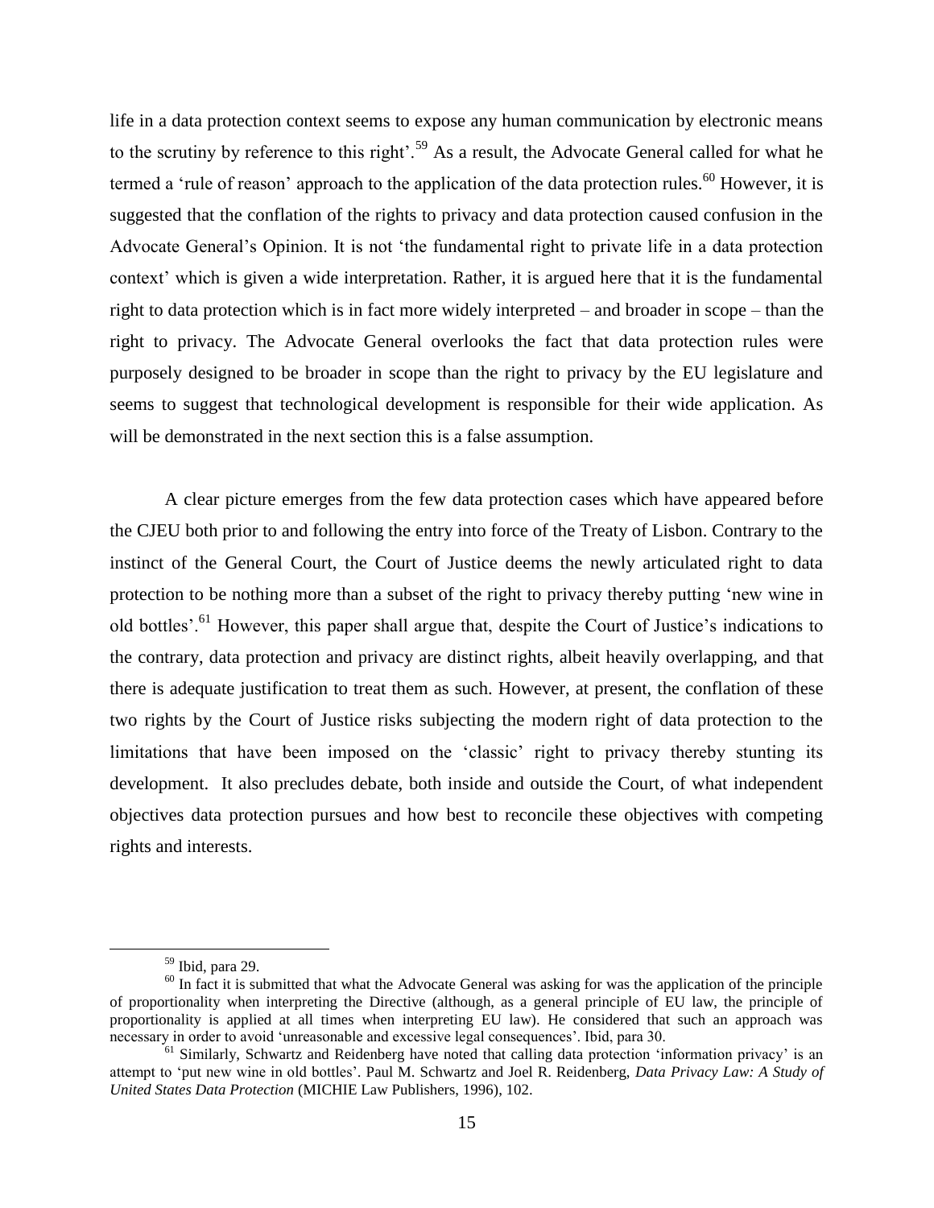life in a data protection context seems to expose any human communication by electronic means to the scrutiny by reference to this right'.[59] As a result, the Advocate General called for what he termed a 'rule of reason' approach to the application of the data protection rules.[60] However, it is suggested that the conflation of the rights to privacy and data protection caused confusion in the Advocate General's Opinion. It is not 'the fundamental right to private life in a data protection context' which is given a wide interpretation. Rather, it is argued here that it is the fundamental right to data protection which is in fact more widely interpreted – and broader in scope – than the right to privacy. The Advocate General overlooks the fact that data protection rules were purposely designed to be broader in scope than the right to privacy by the EU legislature and seems to suggest that technological development is responsible for their wide application. As will be demonstrated in the next section this is a false assumption.

A clear picture emerges from the few data protection cases which have appeared before the CJEU both prior to and following the entry into force of the Treaty of Lisbon. Contrary to the instinct of the General Court, the Court of Justice deems the newly articulated right to data protection to be nothing more than a subset of the right to privacy thereby putting 'new wine in old bottles'.[61] However, this paper shall argue that, despite the Court of Justice's indications to the contrary, data protection and privacy are distinct rights, albeit heavily overlapping, and that there is adequate justification to treat them as such. However, at present, the conflation of these two rights by the Court of Justice risks subjecting the modern right of data protection to the limitations that have been imposed on the 'classic' right to privacy thereby stunting its development. It also precludes debate, both inside and outside the Court, of what independent objectives data protection pursues and how best to reconcile these objectives with competing rights and interests.

---

[59] Ibid, para 29.

[60] In fact it is submitted that what the Advocate General was asking for was the application of the principle of proportionality when interpreting the Directive (although, as a general principle of EU law, the principle of proportionality is applied at all times when interpreting EU law). He considered that such an approach was necessary in order to avoid 'unreasonable and excessive legal consequences'. Ibid, para 30.

[61] Similarly, Schwartz and Reidenberg have noted that calling data protection 'information privacy' is an attempt to 'put new wine in old bottles'. Paul M. Schwartz and Joel R. Reidenberg, *Data Privacy Law: A Study of United States Data Protection* (MICHIE Law Publishers, 1996), 102.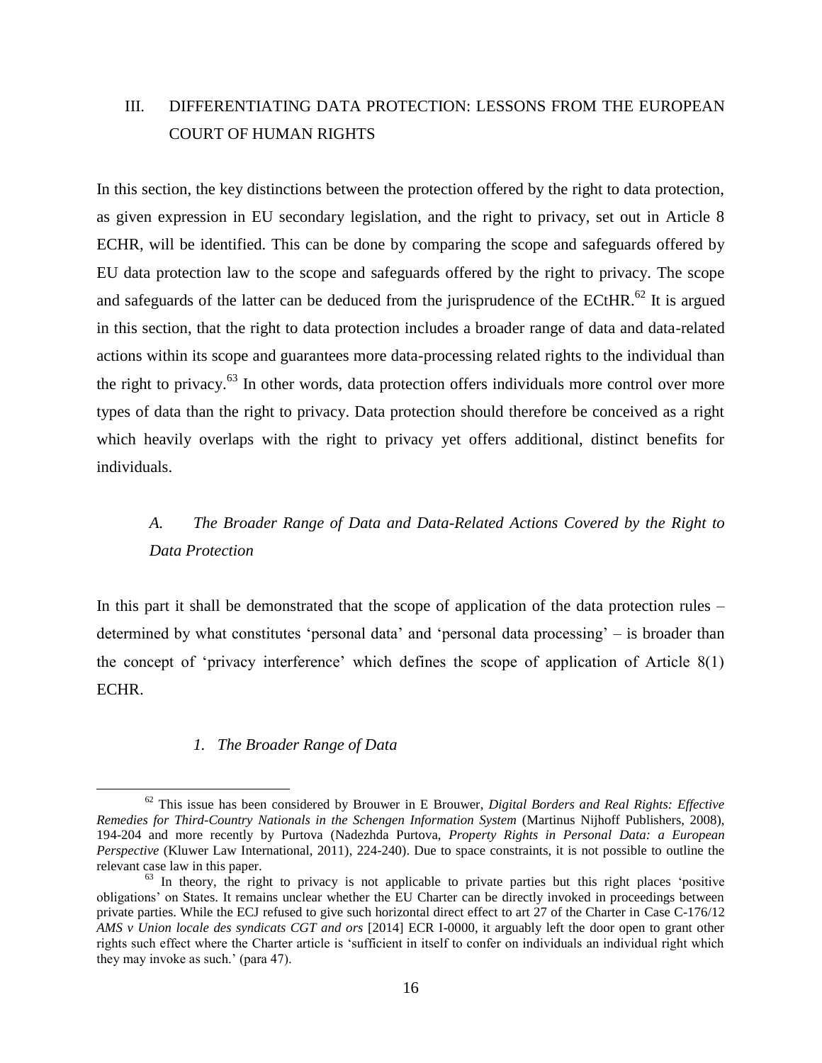## III. DIFFERENTIATING DATA PROTECTION: LESSONS FROM THE EUROPEAN COURT OF HUMAN RIGHTS

In this section, the key distinctions between the protection offered by the right to data protection, as given expression in EU secondary legislation, and the right to privacy, set out in Article 8 ECHR, will be identified. This can be done by comparing the scope and safeguards offered by EU data protection law to the scope and safeguards offered by the right to privacy. The scope and safeguards of the latter can be deduced from the jurisprudence of the ECtHR.[62] It is argued in this section, that the right to data protection includes a broader range of data and data-related actions within its scope and guarantees more data-processing related rights to the individual than the right to privacy.[63] In other words, data protection offers individuals more control over more types of data than the right to privacy. Data protection should therefore be conceived as a right which heavily overlaps with the right to privacy yet offers additional, distinct benefits for individuals.

### *A. The Broader Range of Data and Data-Related Actions Covered by the Right to Data Protection*

In this part it shall be demonstrated that the scope of application of the data protection rules – determined by what constitutes 'personal data' and 'personal data processing' – is broader than the concept of 'privacy interference' which defines the scope of application of Article 8(1) ECHR.

#### *1. The Broader Range of Data*

[62] This issue has been considered by Brouwer in E Brouwer, *Digital Borders and Real Rights: Effective Remedies for Third-Country Nationals in the Schengen Information System* (Martinus Nijhoff Publishers, 2008), 194-204 and more recently by Purtova (Nadezhda Purtova, *Property Rights in Personal Data: a European Perspective* (Kluwer Law International, 2011), 224-240). Due to space constraints, it is not possible to outline the relevant case law in this paper.

[63] In theory, the right to privacy is not applicable to private parties but this right places 'positive obligations' on States. It remains unclear whether the EU Charter can be directly invoked in proceedings between private parties. While the ECJ refused to give such horizontal direct effect to art 27 of the Charter in Case C-176/12 *AMS v Union locale des syndicats CGT and ors* [2014] ECR I-0000, it arguably left the door open to grant other rights such effect where the Charter article is 'sufficient in itself to confer on individuals an individual right which they may invoke as such.' (para 47).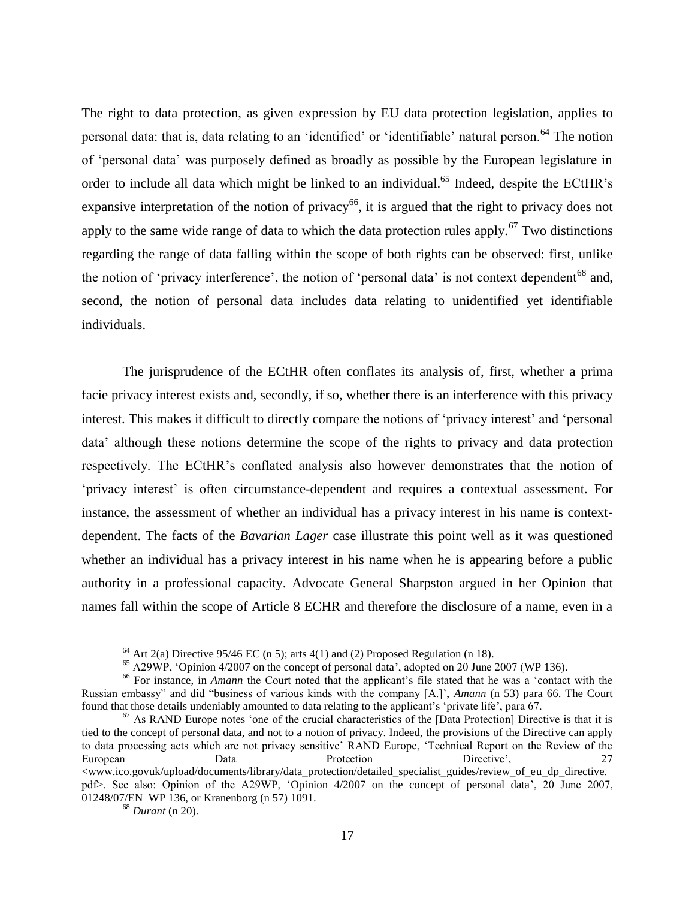The right to data protection, as given expression by EU data protection legislation, applies to personal data: that is, data relating to an 'identified' or 'identifiable' natural person.[64] The notion of 'personal data' was purposely defined as broadly as possible by the European legislature in order to include all data which might be linked to an individual.[65] Indeed, despite the ECtHR's expansive interpretation of the notion of privacy[66], it is argued that the right to privacy does not apply to the same wide range of data to which the data protection rules apply.[67] Two distinctions regarding the range of data falling within the scope of both rights can be observed: first, unlike the notion of 'privacy interference', the notion of 'personal data' is not context dependent[68] and, second, the notion of personal data includes data relating to unidentified yet identifiable individuals.

The jurisprudence of the ECtHR often conflates its analysis of, first, whether a prima facie privacy interest exists and, secondly, if so, whether there is an interference with this privacy interest. This makes it difficult to directly compare the notions of 'privacy interest' and 'personal data' although these notions determine the scope of the rights to privacy and data protection respectively. The ECtHR's conflated analysis also however demonstrates that the notion of 'privacy interest' is often circumstance-dependent and requires a contextual assessment. For instance, the assessment of whether an individual has a privacy interest in his name is context-dependent. The facts of the *Bavarian Lager* case illustrate this point well as it was questioned whether an individual has a privacy interest in his name when he is appearing before a public authority in a professional capacity. Advocate General Sharpston argued in her Opinion that names fall within the scope of Article 8 ECHR and therefore the disclosure of a name, even in a

---

[64] Art 2(a) Directive 95/46 EC (n 5); arts 4(1) and (2) Proposed Regulation (n 18).

[65] A29WP, 'Opinion 4/2007 on the concept of personal data', adopted on 20 June 2007 (WP 136).

[66] For instance, in *Amann* the Court noted that the applicant's file stated that he was a 'contact with the Russian embassy" and did "business of various kinds with the company [A.]', *Amann* (n 53) para 66. The Court found that those details undeniably amounted to data relating to the applicant's 'private life', para 67.

[67] As RAND Europe notes 'one of the crucial characteristics of the [Data Protection] Directive is that it is tied to the concept of personal data, and not to a notion of privacy. Indeed, the provisions of the Directive can apply to data processing acts which are not privacy sensitive' RAND Europe, 'Technical Report on the Review of the European Data Protection Directive', 27 <www.ico.govuk/upload/documents/library/data_protection/detailed_specialist_guides/review_of_eu_dp_directive.pdf>. See also: Opinion of the A29WP, 'Opinion 4/2007 on the concept of personal data', 20 June 2007, 01248/07/EN WP 136, or Kranenborg (n 57) 1091.

[68] *Durant* (n 20).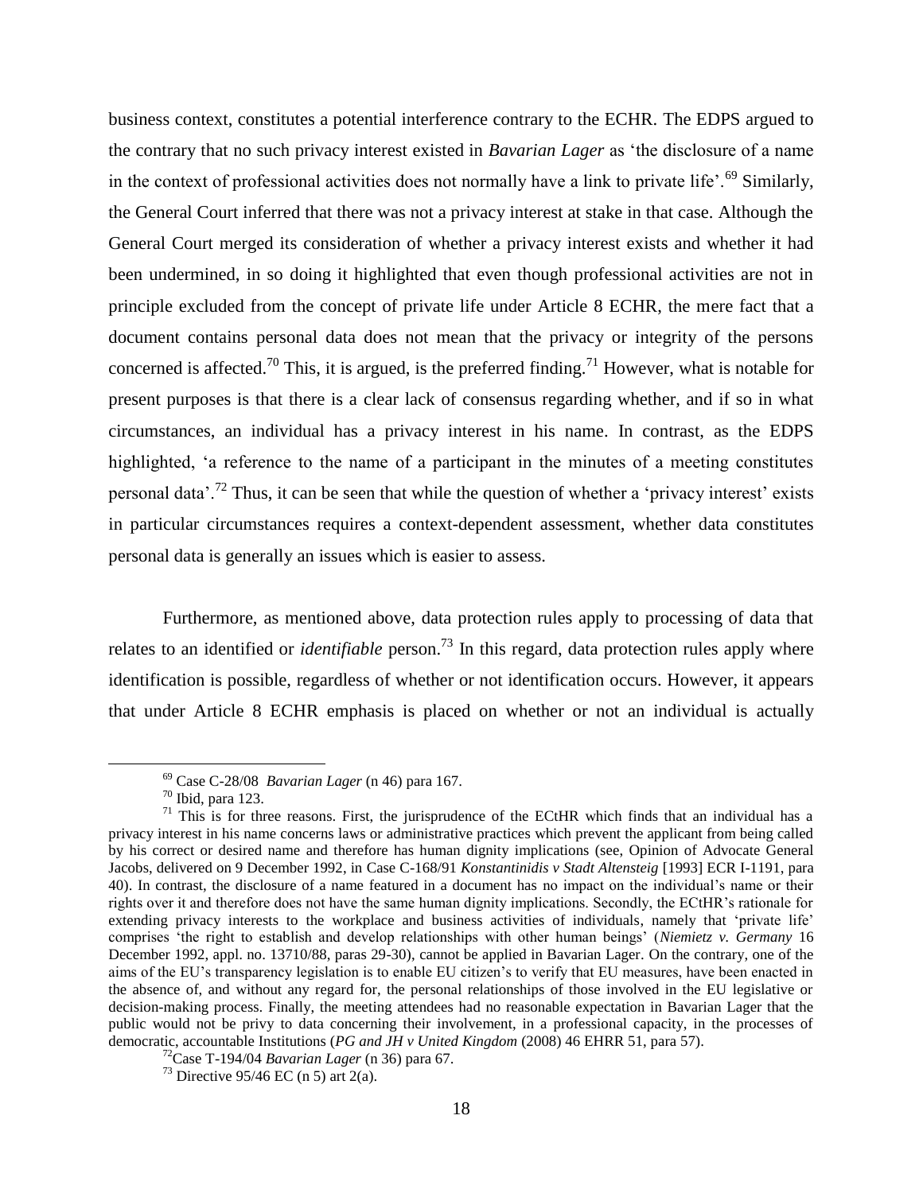business context, constitutes a potential interference contrary to the ECHR. The EDPS argued to the contrary that no such privacy interest existed in *Bavarian Lager* as 'the disclosure of a name in the context of professional activities does not normally have a link to private life'.[69] Similarly, the General Court inferred that there was not a privacy interest at stake in that case. Although the General Court merged its consideration of whether a privacy interest exists and whether it had been undermined, in so doing it highlighted that even though professional activities are not in principle excluded from the concept of private life under Article 8 ECHR, the mere fact that a document contains personal data does not mean that the privacy or integrity of the persons concerned is affected.[70] This, it is argued, is the preferred finding.[71] However, what is notable for present purposes is that there is a clear lack of consensus regarding whether, and if so in what circumstances, an individual has a privacy interest in his name. In contrast, as the EDPS highlighted, 'a reference to the name of a participant in the minutes of a meeting constitutes personal data'.[72] Thus, it can be seen that while the question of whether a 'privacy interest' exists in particular circumstances requires a context-dependent assessment, whether data constitutes personal data is generally an issues which is easier to assess.

Furthermore, as mentioned above, data protection rules apply to processing of data that relates to an identified or *identifiable* person.[73] In this regard, data protection rules apply where identification is possible, regardless of whether or not identification occurs. However, it appears that under Article 8 ECHR emphasis is placed on whether or not an individual is actually

---

[69] Case C-28/08 *Bavarian Lager* (n 46) para 167.

[70] Ibid, para 123.

[71] This is for three reasons. First, the jurisprudence of the ECtHR which finds that an individual has a privacy interest in his name concerns laws or administrative practices which prevent the applicant from being called by his correct or desired name and therefore has human dignity implications (see, Opinion of Advocate General Jacobs, delivered on 9 December 1992, in Case C-168/91 *Konstantinidis v Stadt Altensteig* [1993] ECR I-1191, para 40). In contrast, the disclosure of a name featured in a document has no impact on the individual's name or their rights over it and therefore does not have the same human dignity implications. Secondly, the ECtHR's rationale for extending privacy interests to the workplace and business activities of individuals, namely that 'private life' comprises 'the right to establish and develop relationships with other human beings' (*Niemietz v. Germany* 16 December 1992, appl. no. 13710/88, paras 29-30), cannot be applied in Bavarian Lager. On the contrary, one of the aims of the EU's transparency legislation is to enable EU citizen's to verify that EU measures, have been enacted in the absence of, and without any regard for, the personal relationships of those involved in the EU legislative or decision-making process. Finally, the meeting attendees had no reasonable expectation in Bavarian Lager that the public would not be privy to data concerning their involvement, in a professional capacity, in the processes of democratic, accountable Institutions (*PG and JH v United Kingdom* (2008) 46 EHRR 51, para 57).

[72] Case T-194/04 *Bavarian Lager* (n 36) para 67.

[73] Directive 95/46 EC (n 5) art 2(a).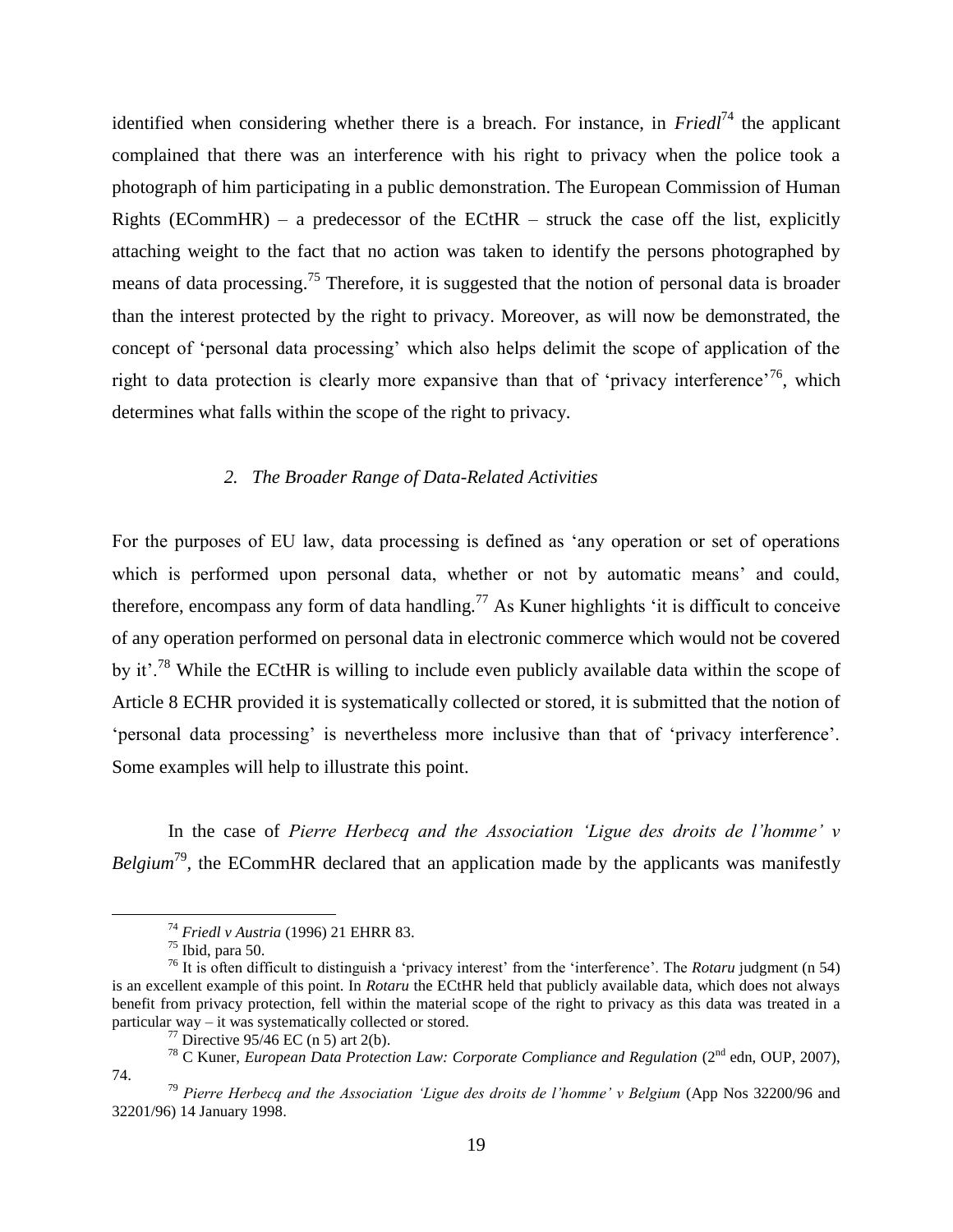identified when considering whether there is a breach. For instance, in *Friedl*[74] the applicant complained that there was an interference with his right to privacy when the police took a photograph of him participating in a public demonstration. The European Commission of Human Rights (ECommHR) – a predecessor of the ECtHR – struck the case off the list, explicitly attaching weight to the fact that no action was taken to identify the persons photographed by means of data processing.[75] Therefore, it is suggested that the notion of personal data is broader than the interest protected by the right to privacy. Moreover, as will now be demonstrated, the concept of 'personal data processing' which also helps delimit the scope of application of the right to data protection is clearly more expansive than that of 'privacy interference'[76], which determines what falls within the scope of the right to privacy.

### *2. The Broader Range of Data-Related Activities*

For the purposes of EU law, data processing is defined as 'any operation or set of operations which is performed upon personal data, whether or not by automatic means' and could, therefore, encompass any form of data handling.[77] As Kuner highlights 'it is difficult to conceive of any operation performed on personal data in electronic commerce which would not be covered by it'.[78] While the ECtHR is willing to include even publicly available data within the scope of Article 8 ECHR provided it is systematically collected or stored, it is submitted that the notion of 'personal data processing' is nevertheless more inclusive than that of 'privacy interference'. Some examples will help to illustrate this point.

In the case of *Pierre Herbecq and the Association 'Ligue des droits de l'homme' v Belgium*[79], the ECommHR declared that an application made by the applicants was manifestly

---

[74] *Friedl v Austria* (1996) 21 EHRR 83.

[75] Ibid, para 50.

[76] It is often difficult to distinguish a 'privacy interest' from the 'interference'. The *Rotaru* judgment (n 54) is an excellent example of this point. In *Rotaru* the ECtHR held that publicly available data, which does not always benefit from privacy protection, fell within the material scope of the right to privacy as this data was treated in a particular way – it was systematically collected or stored.

[77] Directive 95/46 EC (n 5) art 2(b).

[78] C Kuner, *European Data Protection Law: Corporate Compliance and Regulation* (2nd edn, OUP, 2007), 74.

[79] *Pierre Herbecq and the Association 'Ligue des droits de l'homme' v Belgium* (App Nos 32200/96 and 32201/96) 14 January 1998.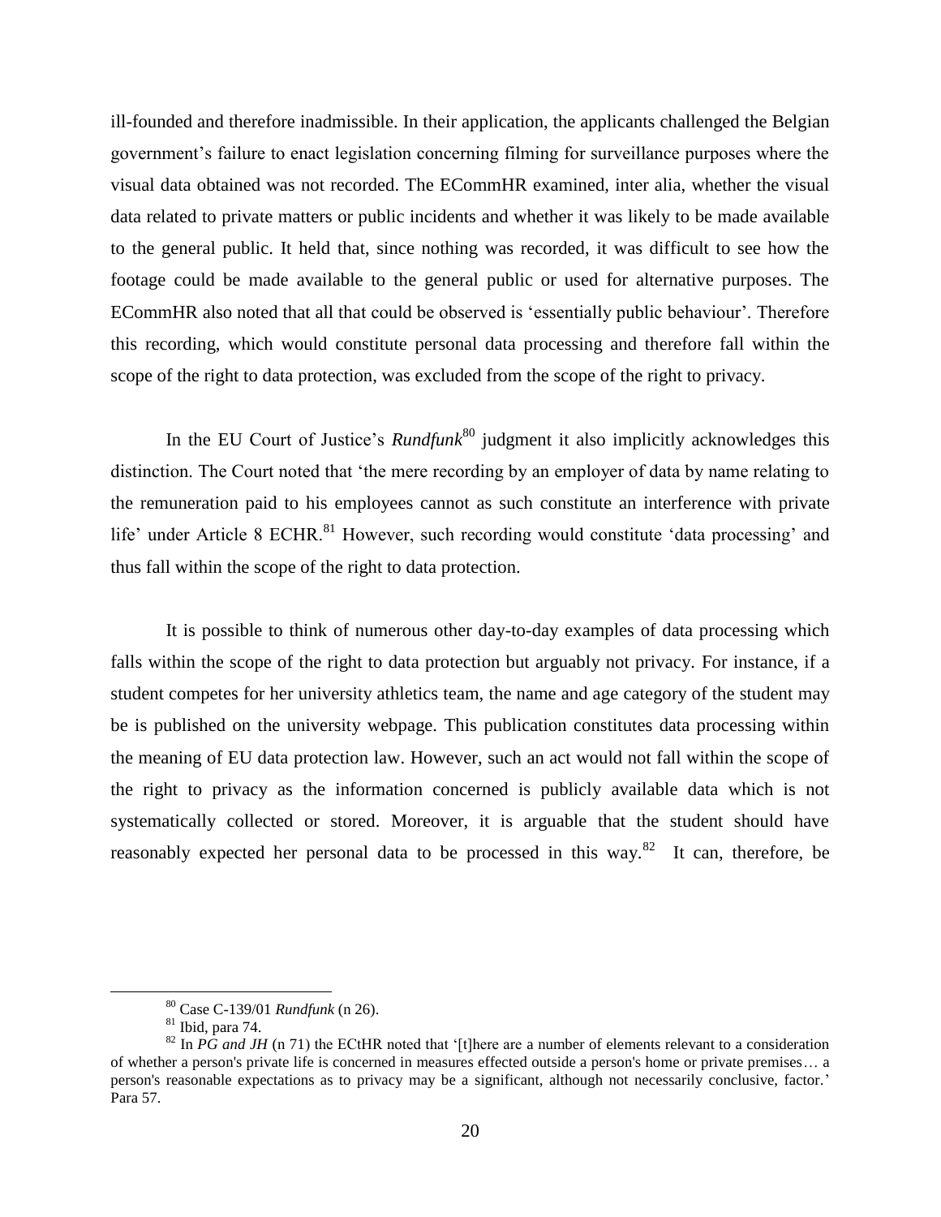ill-founded and therefore inadmissible. In their application, the applicants challenged the Belgian government's failure to enact legislation concerning filming for surveillance purposes where the visual data obtained was not recorded. The ECommHR examined, inter alia, whether the visual data related to private matters or public incidents and whether it was likely to be made available to the general public. It held that, since nothing was recorded, it was difficult to see how the footage could be made available to the general public or used for alternative purposes. The ECommHR also noted that all that could be observed is 'essentially public behaviour'. Therefore this recording, which would constitute personal data processing and therefore fall within the scope of the right to data protection, was excluded from the scope of the right to privacy.

In the EU Court of Justice's *Rundfunk*[80] judgment it also implicitly acknowledges this distinction. The Court noted that 'the mere recording by an employer of data by name relating to the remuneration paid to his employees cannot as such constitute an interference with private life' under Article 8 ECHR.[81] However, such recording would constitute 'data processing' and thus fall within the scope of the right to data protection.

It is possible to think of numerous other day-to-day examples of data processing which falls within the scope of the right to data protection but arguably not privacy. For instance, if a student competes for her university athletics team, the name and age category of the student may be is published on the university webpage. This publication constitutes data processing within the meaning of EU data protection law. However, such an act would not fall within the scope of the right to privacy as the information concerned is publicly available data which is not systematically collected or stored. Moreover, it is arguable that the student should have reasonably expected her personal data to be processed in this way.[82] It can, therefore, be

---

[80] Case C-139/01 *Rundfunk* (n 26).

[81] Ibid, para 74.

[82] In *PG and JH* (n 71) the ECtHR noted that '[t]here are a number of elements relevant to a consideration of whether a person's private life is concerned in measures effected outside a person's home or private premises… a person's reasonable expectations as to privacy may be a significant, although not necessarily conclusive, factor.' Para 57.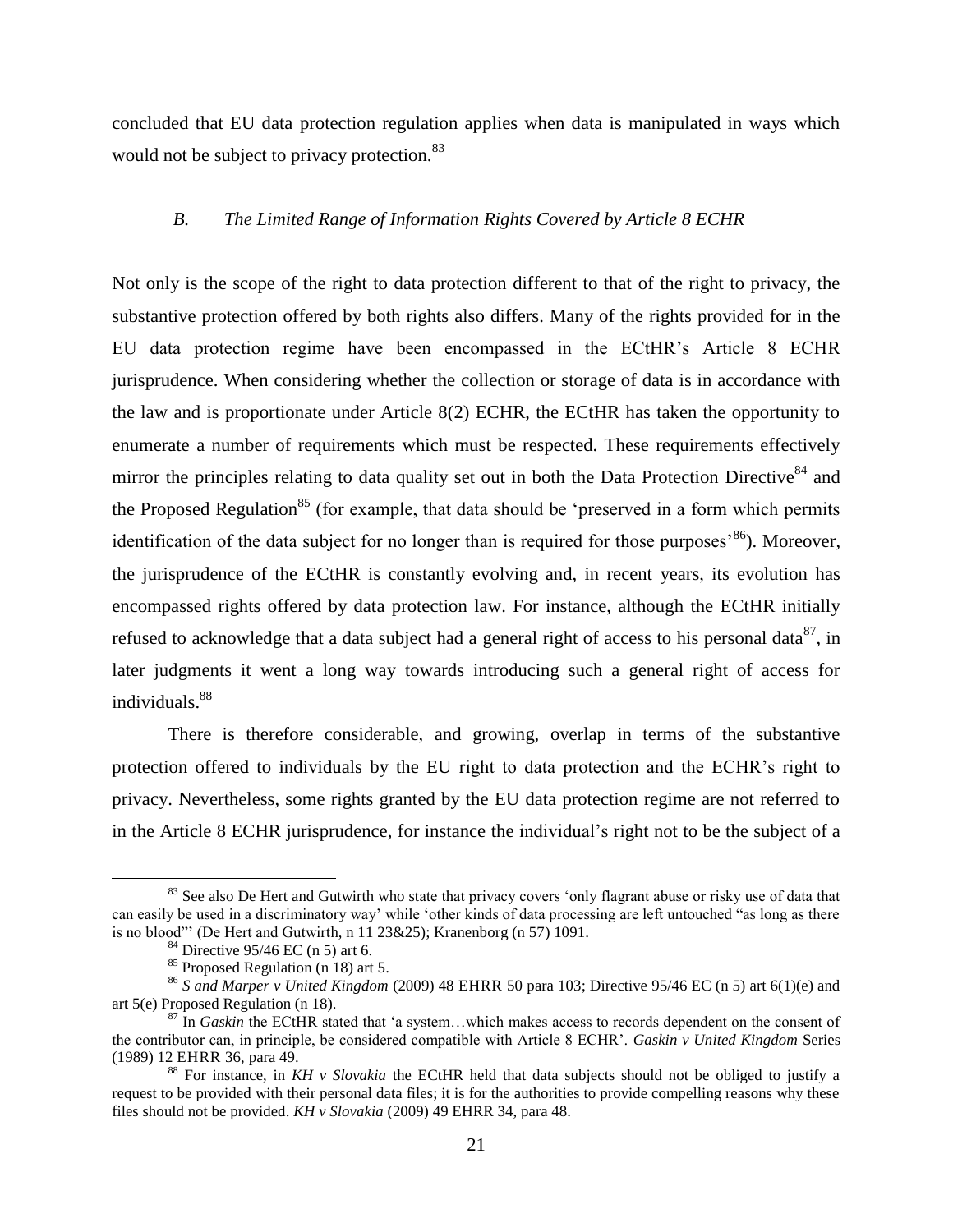concluded that EU data protection regulation applies when data is manipulated in ways which would not be subject to privacy protection.[83]

### *B. The Limited Range of Information Rights Covered by Article 8 ECHR*

Not only is the scope of the right to data protection different to that of the right to privacy, the substantive protection offered by both rights also differs. Many of the rights provided for in the EU data protection regime have been encompassed in the ECtHR's Article 8 ECHR jurisprudence. When considering whether the collection or storage of data is in accordance with the law and is proportionate under Article 8(2) ECHR, the ECtHR has taken the opportunity to enumerate a number of requirements which must be respected. These requirements effectively mirror the principles relating to data quality set out in both the Data Protection Directive[84] and the Proposed Regulation[85] (for example, that data should be 'preserved in a form which permits identification of the data subject for no longer than is required for those purposes'[86]). Moreover, the jurisprudence of the ECtHR is constantly evolving and, in recent years, its evolution has encompassed rights offered by data protection law. For instance, although the ECtHR initially refused to acknowledge that a data subject had a general right of access to his personal data[87], in later judgments it went a long way towards introducing such a general right of access for individuals.[88]

There is therefore considerable, and growing, overlap in terms of the substantive protection offered to individuals by the EU right to data protection and the ECHR's right to privacy. Nevertheless, some rights granted by the EU data protection regime are not referred to in the Article 8 ECHR jurisprudence, for instance the individual's right not to be the subject of a

---

[83] See also De Hert and Gutwirth who state that privacy covers 'only flagrant abuse or risky use of data that can easily be used in a discriminatory way' while 'other kinds of data processing are left untouched "as long as there is no blood"' (De Hert and Gutwirth, n 11 23&25); Kranenborg (n 57) 1091.

[84] Directive 95/46 EC (n 5) art 6.

[85] Proposed Regulation (n 18) art 5.

[86] *S and Marper v United Kingdom* (2009) 48 EHRR 50 para 103; Directive 95/46 EC (n 5) art 6(1)(e) and art 5(e) Proposed Regulation (n 18).

[87] In *Gaskin* the ECtHR stated that 'a system…which makes access to records dependent on the consent of the contributor can, in principle, be considered compatible with Article 8 ECHR'. *Gaskin v United Kingdom* Series (1989) 12 EHRR 36, para 49.

[88] For instance, in *KH v Slovakia* the ECtHR held that data subjects should not be obliged to justify a request to be provided with their personal data files; it is for the authorities to provide compelling reasons why these files should not be provided. *KH v Slovakia* (2009) 49 EHRR 34, para 48.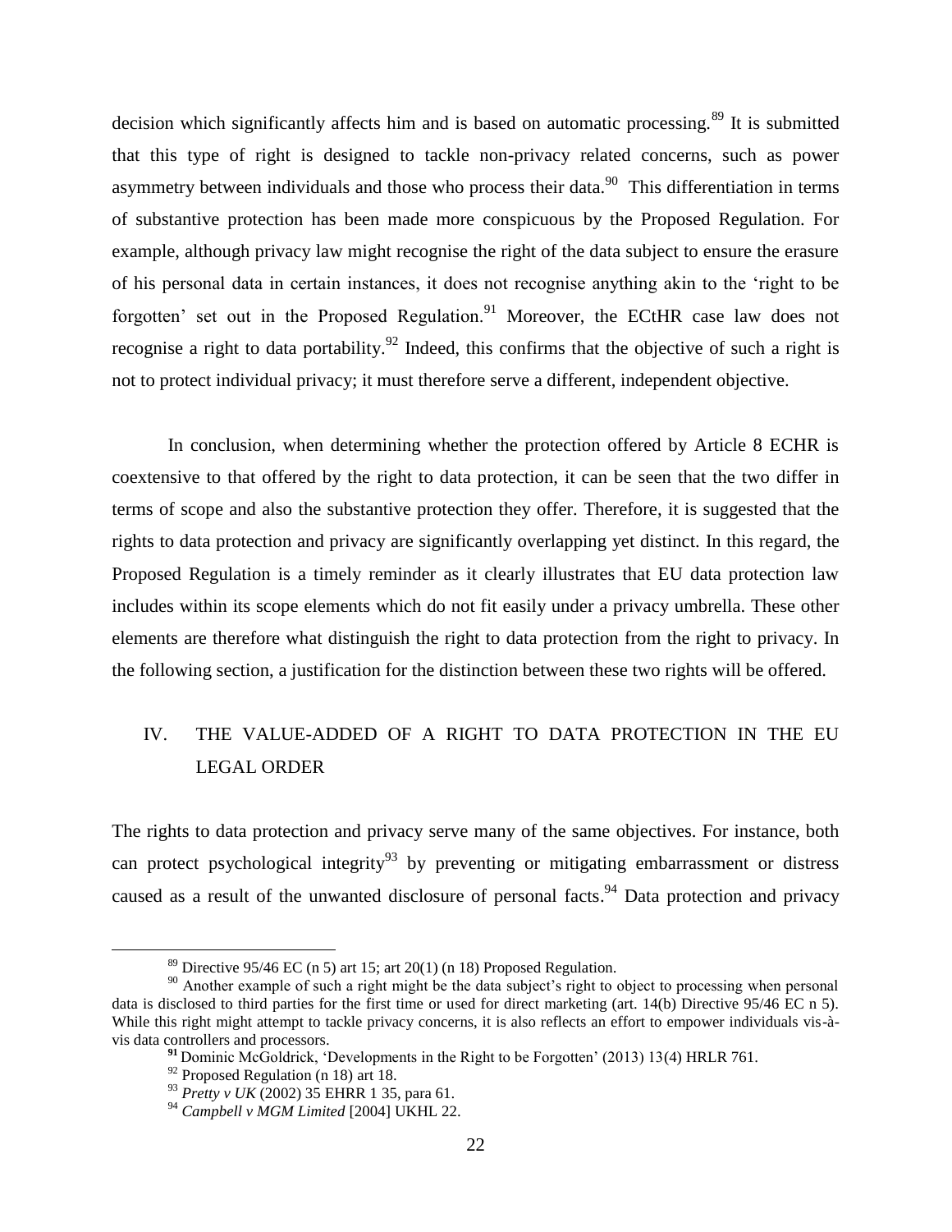decision which significantly affects him and is based on automatic processing.[89] It is submitted that this type of right is designed to tackle non-privacy related concerns, such as power asymmetry between individuals and those who process their data.[90] This differentiation in terms of substantive protection has been made more conspicuous by the Proposed Regulation. For example, although privacy law might recognise the right of the data subject to ensure the erasure of his personal data in certain instances, it does not recognise anything akin to the 'right to be forgotten' set out in the Proposed Regulation.[91] Moreover, the ECtHR case law does not recognise a right to data portability.[92] Indeed, this confirms that the objective of such a right is not to protect individual privacy; it must therefore serve a different, independent objective.

In conclusion, when determining whether the protection offered by Article 8 ECHR is coextensive to that offered by the right to data protection, it can be seen that the two differ in terms of scope and also the substantive protection they offer. Therefore, it is suggested that the rights to data protection and privacy are significantly overlapping yet distinct. In this regard, the Proposed Regulation is a timely reminder as it clearly illustrates that EU data protection law includes within its scope elements which do not fit easily under a privacy umbrella. These other elements are therefore what distinguish the right to data protection from the right to privacy. In the following section, a justification for the distinction between these two rights will be offered.

## IV. THE VALUE-ADDED OF A RIGHT TO DATA PROTECTION IN THE EU LEGAL ORDER

The rights to data protection and privacy serve many of the same objectives. For instance, both can protect psychological integrity[93] by preventing or mitigating embarrassment or distress caused as a result of the unwanted disclosure of personal facts.[94] Data protection and privacy

---

[89] Directive 95/46 EC (n 5) art 15; art 20(1) (n 18) Proposed Regulation.

[90] Another example of such a right might be the data subject's right to object to processing when personal data is disclosed to third parties for the first time or used for direct marketing (art. 14(b) Directive 95/46 EC n 5). While this right might attempt to tackle privacy concerns, it is also reflects an effort to empower individuals vis-à-vis data controllers and processors.

[91] Dominic McGoldrick, 'Developments in the Right to be Forgotten' (2013) 13(4) HRLR 761.

[92] Proposed Regulation (n 18) art 18.

[93] *Pretty v UK* (2002) 35 EHRR 1 35, para 61.

[94] *Campbell v MGM Limited* [2004] UKHL 22.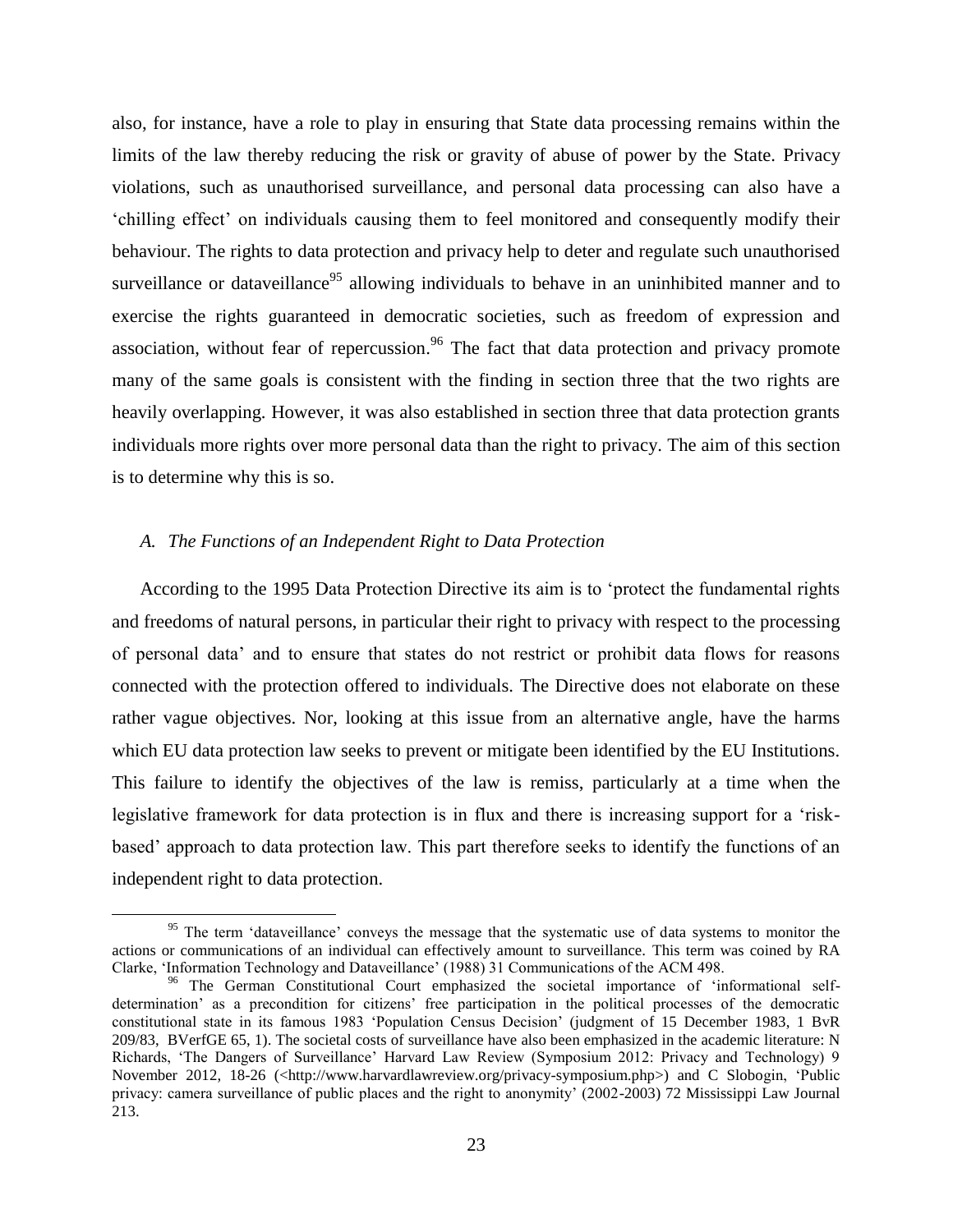also, for instance, have a role to play in ensuring that State data processing remains within the limits of the law thereby reducing the risk or gravity of abuse of power by the State. Privacy violations, such as unauthorised surveillance, and personal data processing can also have a 'chilling effect' on individuals causing them to feel monitored and consequently modify their behaviour. The rights to data protection and privacy help to deter and regulate such unauthorised surveillance or dataveillance[95] allowing individuals to behave in an uninhibited manner and to exercise the rights guaranteed in democratic societies, such as freedom of expression and association, without fear of repercussion.[96] The fact that data protection and privacy promote many of the same goals is consistent with the finding in section three that the two rights are heavily overlapping. However, it was also established in section three that data protection grants individuals more rights over more personal data than the right to privacy. The aim of this section is to determine why this is so.

### *A. The Functions of an Independent Right to Data Protection*

According to the 1995 Data Protection Directive its aim is to 'protect the fundamental rights and freedoms of natural persons, in particular their right to privacy with respect to the processing of personal data' and to ensure that states do not restrict or prohibit data flows for reasons connected with the protection offered to individuals. The Directive does not elaborate on these rather vague objectives. Nor, looking at this issue from an alternative angle, have the harms which EU data protection law seeks to prevent or mitigate been identified by the EU Institutions. This failure to identify the objectives of the law is remiss, particularly at a time when the legislative framework for data protection is in flux and there is increasing support for a 'risk-based' approach to data protection law. This part therefore seeks to identify the functions of an independent right to data protection.

---

[95] The term 'dataveillance' conveys the message that the systematic use of data systems to monitor the actions or communications of an individual can effectively amount to surveillance. This term was coined by RA Clarke, 'Information Technology and Dataveillance' (1988) 31 Communications of the ACM 498.

[96] The German Constitutional Court emphasized the societal importance of 'informational self-determination' as a precondition for citizens' free participation in the political processes of the democratic constitutional state in its famous 1983 'Population Census Decision' (judgment of 15 December 1983, 1 BvR 209/83, BVerfGE 65, 1). The societal costs of surveillance have also been emphasized in the academic literature: N Richards, 'The Dangers of Surveillance' Harvard Law Review (Symposium 2012: Privacy and Technology) 9 November 2012, 18-26 (<http://www.harvardlawreview.org/privacy-symposium.php>) and C Slobogin, 'Public privacy: camera surveillance of public places and the right to anonymity' (2002-2003) 72 Mississippi Law Journal 213.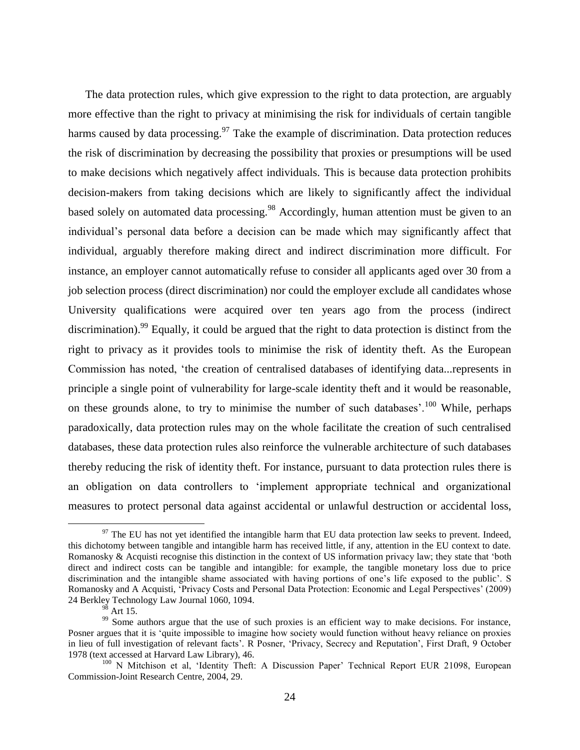The data protection rules, which give expression to the right to data protection, are arguably more effective than the right to privacy at minimising the risk for individuals of certain tangible harms caused by data processing.[97] Take the example of discrimination. Data protection reduces the risk of discrimination by decreasing the possibility that proxies or presumptions will be used to make decisions which negatively affect individuals. This is because data protection prohibits decision-makers from taking decisions which are likely to significantly affect the individual based solely on automated data processing.[98] Accordingly, human attention must be given to an individual's personal data before a decision can be made which may significantly affect that individual, arguably therefore making direct and indirect discrimination more difficult. For instance, an employer cannot automatically refuse to consider all applicants aged over 30 from a job selection process (direct discrimination) nor could the employer exclude all candidates whose University qualifications were acquired over ten years ago from the process (indirect discrimination).[99] Equally, it could be argued that the right to data protection is distinct from the right to privacy as it provides tools to minimise the risk of identity theft. As the European Commission has noted, 'the creation of centralised databases of identifying data...represents in principle a single point of vulnerability for large-scale identity theft and it would be reasonable, on these grounds alone, to try to minimise the number of such databases'.[100] While, perhaps paradoxically, data protection rules may on the whole facilitate the creation of such centralised databases, these data protection rules also reinforce the vulnerable architecture of such databases thereby reducing the risk of identity theft. For instance, pursuant to data protection rules there is an obligation on data controllers to 'implement appropriate technical and organizational measures to protect personal data against accidental or unlawful destruction or accidental loss,

---

[97] The EU has not yet identified the intangible harm that EU data protection law seeks to prevent. Indeed, this dichotomy between tangible and intangible harm has received little, if any, attention in the EU context to date. Romanosky & Acquisti recognise this distinction in the context of US information privacy law; they state that 'both direct and indirect costs can be tangible and intangible: for example, the tangible monetary loss due to price discrimination and the intangible shame associated with having portions of one's life exposed to the public'. S Romanosky and A Acquisti, 'Privacy Costs and Personal Data Protection: Economic and Legal Perspectives' (2009) 24 Berkley Technology Law Journal 1060, 1094.

[98] Art 15.

[99] Some authors argue that the use of such proxies is an efficient way to make decisions. For instance, Posner argues that it is 'quite impossible to imagine how society would function without heavy reliance on proxies in lieu of full investigation of relevant facts'. R Posner, 'Privacy, Secrecy and Reputation', First Draft, 9 October 1978 (text accessed at Harvard Law Library), 46.

[100] N Mitchison et al, 'Identity Theft: A Discussion Paper' Technical Report EUR 21098, European Commission-Joint Research Centre, 2004, 29.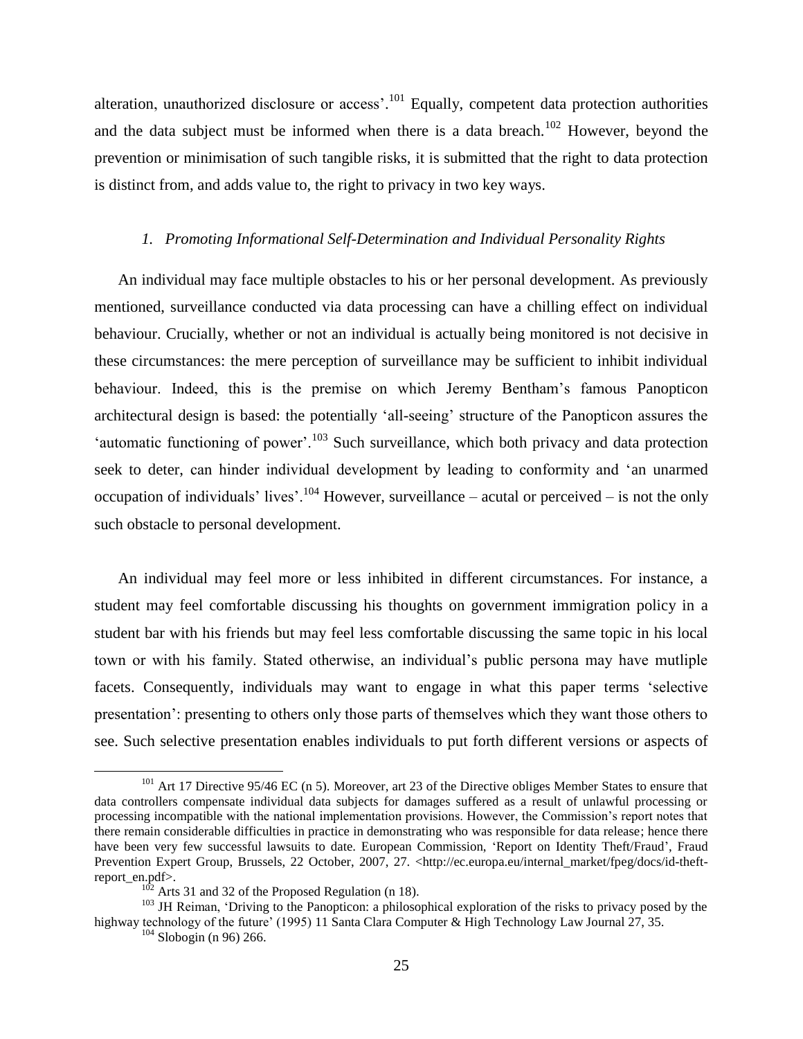alteration, unauthorized disclosure or access'.[101] Equally, competent data protection authorities and the data subject must be informed when there is a data breach.[102] However, beyond the prevention or minimisation of such tangible risks, it is submitted that the right to data protection is distinct from, and adds value to, the right to privacy in two key ways.

### *1. Promoting Informational Self-Determination and Individual Personality Rights*

An individual may face multiple obstacles to his or her personal development. As previously mentioned, surveillance conducted via data processing can have a chilling effect on individual behaviour. Crucially, whether or not an individual is actually being monitored is not decisive in these circumstances: the mere perception of surveillance may be sufficient to inhibit individual behaviour. Indeed, this is the premise on which Jeremy Bentham's famous Panopticon architectural design is based: the potentially 'all-seeing' structure of the Panopticon assures the 'automatic functioning of power'.[103] Such surveillance, which both privacy and data protection seek to deter, can hinder individual development by leading to conformity and 'an unarmed occupation of individuals' lives'.[104] However, surveillance – acutal or perceived – is not the only such obstacle to personal development.

An individual may feel more or less inhibited in different circumstances. For instance, a student may feel comfortable discussing his thoughts on government immigration policy in a student bar with his friends but may feel less comfortable discussing the same topic in his local town or with his family. Stated otherwise, an individual's public persona may have mutliple facets. Consequently, individuals may want to engage in what this paper terms 'selective presentation': presenting to others only those parts of themselves which they want those others to see. Such selective presentation enables individuals to put forth different versions or aspects of

---

[101] Art 17 Directive 95/46 EC (n 5). Moreover, art 23 of the Directive obliges Member States to ensure that data controllers compensate individual data subjects for damages suffered as a result of unlawful processing or processing incompatible with the national implementation provisions. However, the Commission's report notes that there remain considerable difficulties in practice in demonstrating who was responsible for data release; hence there have been very few successful lawsuits to date. European Commission, 'Report on Identity Theft/Fraud', Fraud Prevention Expert Group, Brussels, 22 October, 2007, 27. <http://ec.europa.eu/internal_market/fpeg/docs/id-theft-report_en.pdf>.

[102] Arts 31 and 32 of the Proposed Regulation (n 18).

[103] JH Reiman, 'Driving to the Panopticon: a philosophical exploration of the risks to privacy posed by the highway technology of the future' (1995) 11 Santa Clara Computer & High Technology Law Journal 27, 35.

[104] Slobogin (n 96) 266.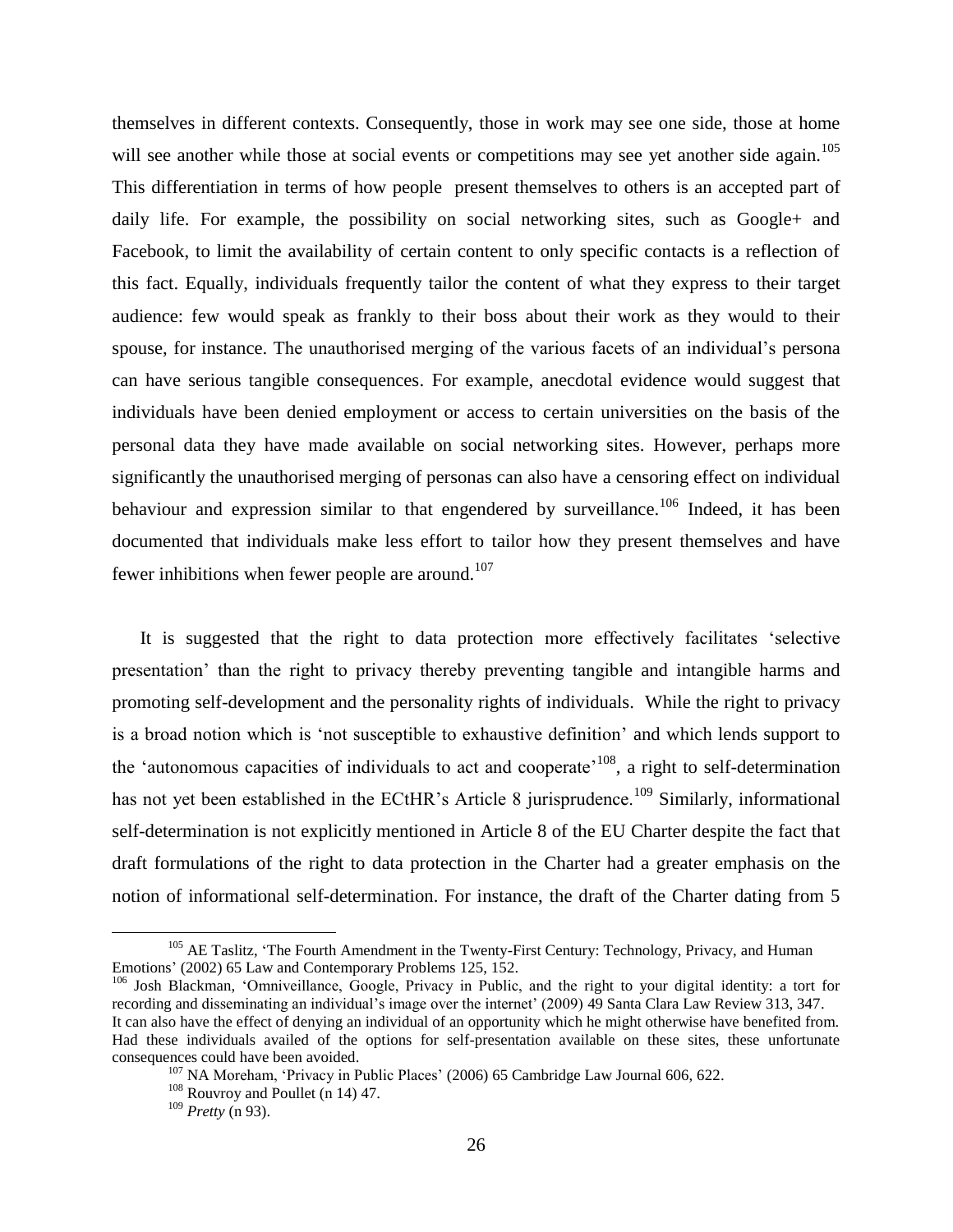themselves in different contexts. Consequently, those in work may see one side, those at home will see another while those at social events or competitions may see yet another side again.[105] This differentiation in terms of how people present themselves to others is an accepted part of daily life. For example, the possibility on social networking sites, such as Google+ and Facebook, to limit the availability of certain content to only specific contacts is a reflection of this fact. Equally, individuals frequently tailor the content of what they express to their target audience: few would speak as frankly to their boss about their work as they would to their spouse, for instance. The unauthorised merging of the various facets of an individual's persona can have serious tangible consequences. For example, anecdotal evidence would suggest that individuals have been denied employment or access to certain universities on the basis of the personal data they have made available on social networking sites. However, perhaps more significantly the unauthorised merging of personas can also have a censoring effect on individual behaviour and expression similar to that engendered by surveillance.[106] Indeed, it has been documented that individuals make less effort to tailor how they present themselves and have fewer inhibitions when fewer people are around.[107]

It is suggested that the right to data protection more effectively facilitates 'selective presentation' than the right to privacy thereby preventing tangible and intangible harms and promoting self-development and the personality rights of individuals. While the right to privacy is a broad notion which is 'not susceptible to exhaustive definition' and which lends support to the 'autonomous capacities of individuals to act and cooperate'[108], a right to self-determination has not yet been established in the ECtHR's Article 8 jurisprudence.[109] Similarly, informational self-determination is not explicitly mentioned in Article 8 of the EU Charter despite the fact that draft formulations of the right to data protection in the Charter had a greater emphasis on the notion of informational self-determination. For instance, the draft of the Charter dating from 5

---

[105] AE Taslitz, 'The Fourth Amendment in the Twenty-First Century: Technology, Privacy, and Human Emotions' (2002) 65 Law and Contemporary Problems 125, 152.

[106] Josh Blackman, 'Omniveillance, Google, Privacy in Public, and the right to your digital identity: a tort for recording and disseminating an individual's image over the internet' (2009) 49 Santa Clara Law Review 313, 347. It can also have the effect of denying an individual of an opportunity which he might otherwise have benefited from. Had these individuals availed of the options for self-presentation available on these sites, these unfortunate consequences could have been avoided.

[107] NA Moreham, 'Privacy in Public Places' (2006) 65 Cambridge Law Journal 606, 622.

[108] Rouvroy and Poullet (n 14) 47.

[109] *Pretty* (n 93).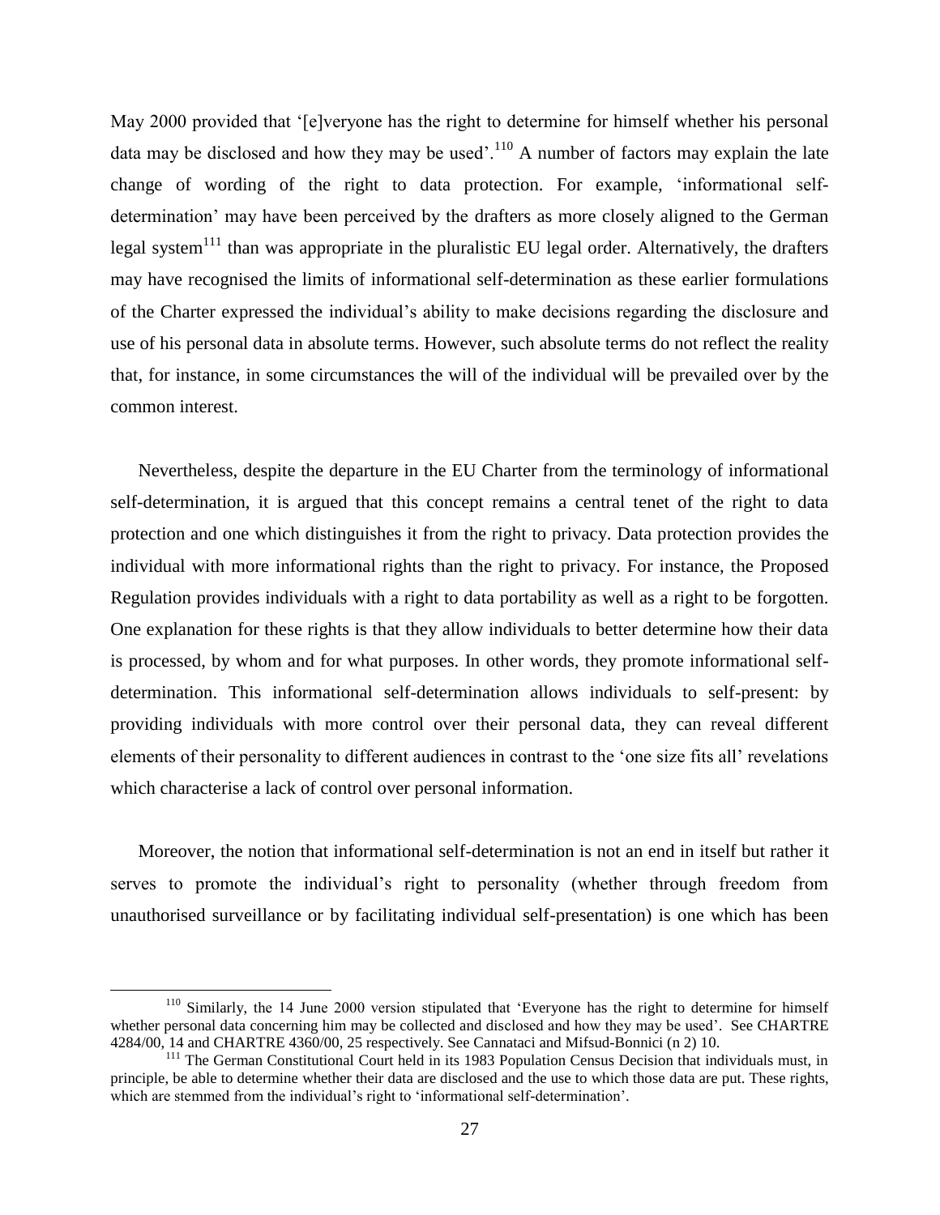May 2000 provided that '[e]veryone has the right to determine for himself whether his personal data may be disclosed and how they may be used'.[110] A number of factors may explain the late change of wording of the right to data protection. For example, 'informational self-determination' may have been perceived by the drafters as more closely aligned to the German legal system[111] than was appropriate in the pluralistic EU legal order. Alternatively, the drafters may have recognised the limits of informational self-determination as these earlier formulations of the Charter expressed the individual's ability to make decisions regarding the disclosure and use of his personal data in absolute terms. However, such absolute terms do not reflect the reality that, for instance, in some circumstances the will of the individual will be prevailed over by the common interest.

Nevertheless, despite the departure in the EU Charter from the terminology of informational self-determination, it is argued that this concept remains a central tenet of the right to data protection and one which distinguishes it from the right to privacy. Data protection provides the individual with more informational rights than the right to privacy. For instance, the Proposed Regulation provides individuals with a right to data portability as well as a right to be forgotten. One explanation for these rights is that they allow individuals to better determine how their data is processed, by whom and for what purposes. In other words, they promote informational self-determination. This informational self-determination allows individuals to self-present: by providing individuals with more control over their personal data, they can reveal different elements of their personality to different audiences in contrast to the 'one size fits all' revelations which characterise a lack of control over personal information.

Moreover, the notion that informational self-determination is not an end in itself but rather it serves to promote the individual's right to personality (whether through freedom from unauthorised surveillance or by facilitating individual self-presentation) is one which has been

---

[110] Similarly, the 14 June 2000 version stipulated that 'Everyone has the right to determine for himself whether personal data concerning him may be collected and disclosed and how they may be used'. See CHARTRE 4284/00, 14 and CHARTRE 4360/00, 25 respectively. See Cannataci and Mifsud-Bonnici (n 2) 10.

[111] The German Constitutional Court held in its 1983 Population Census Decision that individuals must, in principle, be able to determine whether their data are disclosed and the use to which those data are put. These rights, which are stemmed from the individual's right to 'informational self-determination'.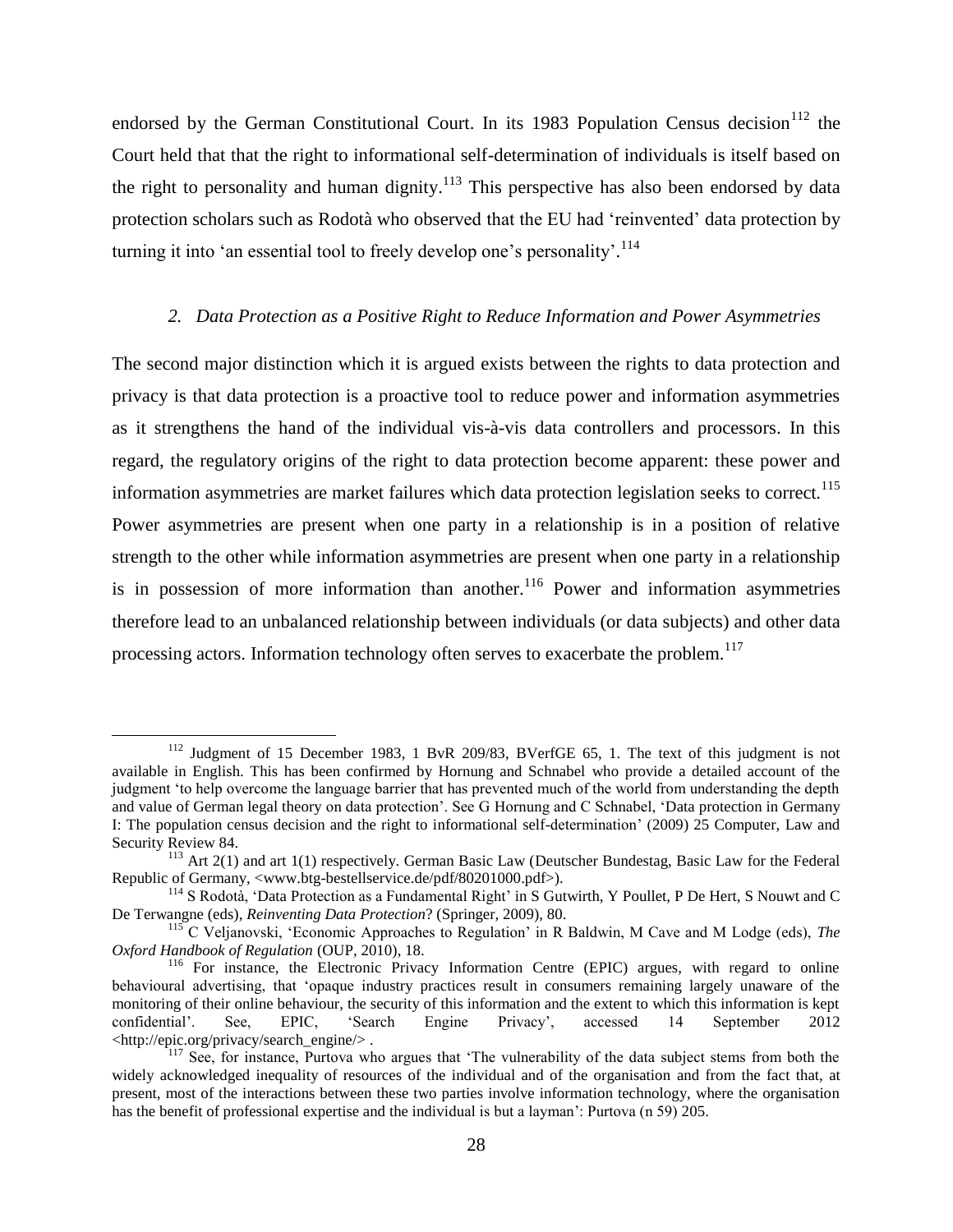endorsed by the German Constitutional Court. In its 1983 Population Census decision[112] the Court held that that the right to informational self-determination of individuals is itself based on the right to personality and human dignity.[113] This perspective has also been endorsed by data protection scholars such as Rodotà who observed that the EU had 'reinvented' data protection by turning it into 'an essential tool to freely develop one's personality'.[114]

### *2. Data Protection as a Positive Right to Reduce Information and Power Asymmetries*

The second major distinction which it is argued exists between the rights to data protection and privacy is that data protection is a proactive tool to reduce power and information asymmetries as it strengthens the hand of the individual vis-à-vis data controllers and processors. In this regard, the regulatory origins of the right to data protection become apparent: these power and information asymmetries are market failures which data protection legislation seeks to correct.[115] Power asymmetries are present when one party in a relationship is in a position of relative strength to the other while information asymmetries are present when one party in a relationship is in possession of more information than another.[116] Power and information asymmetries therefore lead to an unbalanced relationship between individuals (or data subjects) and other data processing actors. Information technology often serves to exacerbate the problem.[117]

---

[112] Judgment of 15 December 1983, 1 BvR 209/83, BVerfGE 65, 1. The text of this judgment is not available in English. This has been confirmed by Hornung and Schnabel who provide a detailed account of the judgment 'to help overcome the language barrier that has prevented much of the world from understanding the depth and value of German legal theory on data protection'. See G Hornung and C Schnabel, 'Data protection in Germany I: The population census decision and the right to informational self-determination' (2009) 25 Computer, Law and Security Review 84.

[113] Art 2(1) and art 1(1) respectively. German Basic Law (Deutscher Bundestag, Basic Law for the Federal Republic of Germany, <www.btg-bestellservice.de/pdf/80201000.pdf>).

[114] S Rodotà, 'Data Protection as a Fundamental Right' in S Gutwirth, Y Poullet, P De Hert, S Nouwt and C De Terwangne (eds), *Reinventing Data Protection*? (Springer, 2009), 80.

[115] C Veljanovski, 'Economic Approaches to Regulation' in R Baldwin, M Cave and M Lodge (eds), *The Oxford Handbook of Regulation* (OUP, 2010), 18.

[116] For instance, the Electronic Privacy Information Centre (EPIC) argues, with regard to online behavioural advertising, that 'opaque industry practices result in consumers remaining largely unaware of the monitoring of their online behaviour, the security of this information and the extent to which this information is kept confidential'. See, EPIC, 'Search Engine Privacy', accessed 14 September 2012 <http://epic.org/privacy/search_engine/> .

[117] See, for instance, Purtova who argues that 'The vulnerability of the data subject stems from both the widely acknowledged inequality of resources of the individual and of the organisation and from the fact that, at present, most of the interactions between these two parties involve information technology, where the organisation has the benefit of professional expertise and the individual is but a layman': Purtova (n 59) 205.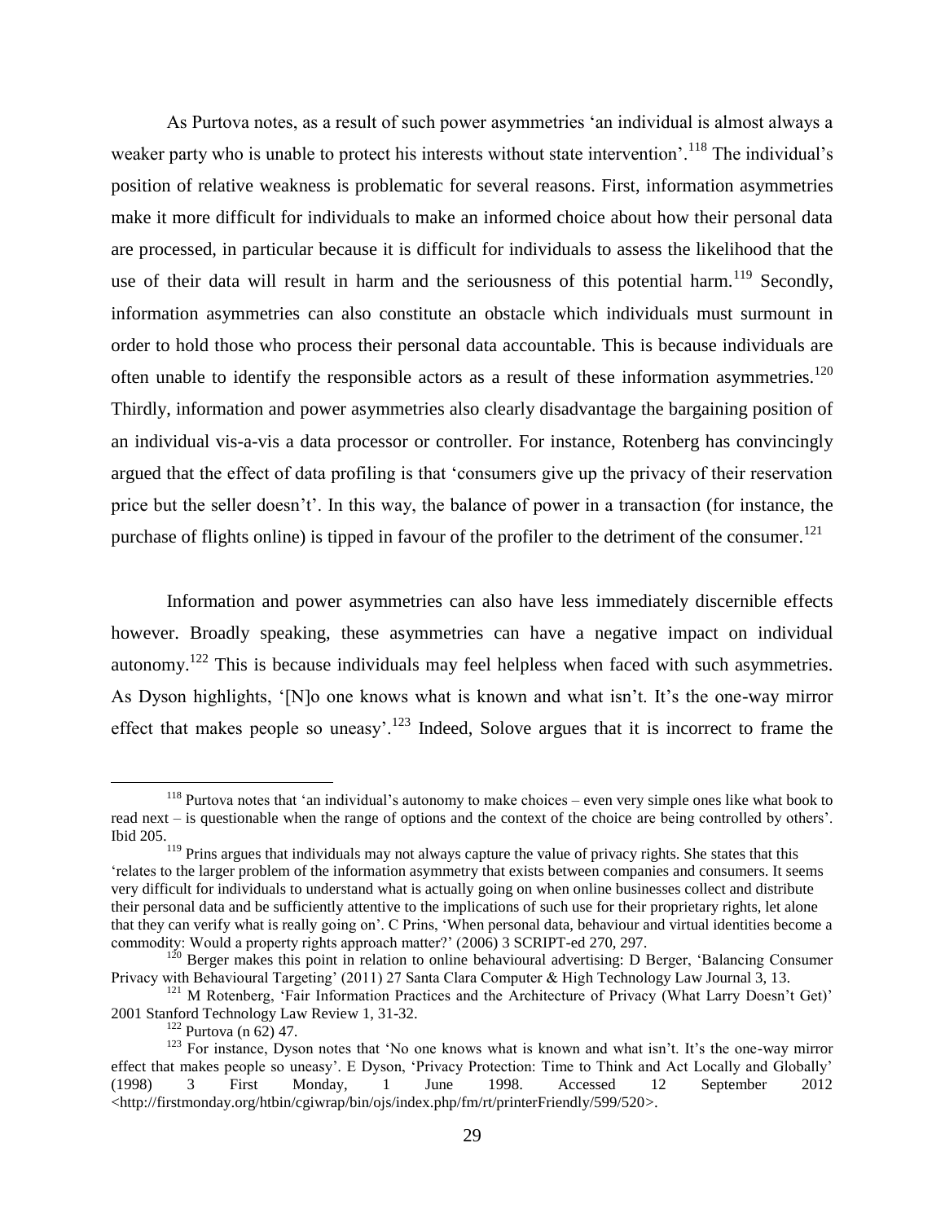As Purtova notes, as a result of such power asymmetries 'an individual is almost always a weaker party who is unable to protect his interests without state intervention'.[118] The individual's position of relative weakness is problematic for several reasons. First, information asymmetries make it more difficult for individuals to make an informed choice about how their personal data are processed, in particular because it is difficult for individuals to assess the likelihood that the use of their data will result in harm and the seriousness of this potential harm.[119] Secondly, information asymmetries can also constitute an obstacle which individuals must surmount in order to hold those who process their personal data accountable. This is because individuals are often unable to identify the responsible actors as a result of these information asymmetries.[120] Thirdly, information and power asymmetries also clearly disadvantage the bargaining position of an individual vis-a-vis a data processor or controller. For instance, Rotenberg has convincingly argued that the effect of data profiling is that 'consumers give up the privacy of their reservation price but the seller doesn't'. In this way, the balance of power in a transaction (for instance, the purchase of flights online) is tipped in favour of the profiler to the detriment of the consumer.[121]

Information and power asymmetries can also have less immediately discernible effects however. Broadly speaking, these asymmetries can have a negative impact on individual autonomy.[122] This is because individuals may feel helpless when faced with such asymmetries. As Dyson highlights, '[N]o one knows what is known and what isn't. It's the one-way mirror effect that makes people so uneasy'.[123] Indeed, Solove argues that it is incorrect to frame the

---

[118] Purtova notes that 'an individual's autonomy to make choices – even very simple ones like what book to read next – is questionable when the range of options and the context of the choice are being controlled by others'. Ibid 205.

[119] Prins argues that individuals may not always capture the value of privacy rights. She states that this 'relates to the larger problem of the information asymmetry that exists between companies and consumers. It seems very difficult for individuals to understand what is actually going on when online businesses collect and distribute their personal data and be sufficiently attentive to the implications of such use for their proprietary rights, let alone that they can verify what is really going on'. C Prins, 'When personal data, behaviour and virtual identities become a commodity: Would a property rights approach matter?' (2006) 3 SCRIPT-ed 270, 297.

[120] Berger makes this point in relation to online behavioural advertising: D Berger, 'Balancing Consumer Privacy with Behavioural Targeting' (2011) 27 Santa Clara Computer & High Technology Law Journal 3, 13.

[121] M Rotenberg, 'Fair Information Practices and the Architecture of Privacy (What Larry Doesn't Get)' 2001 Stanford Technology Law Review 1, 31-32.

[122] Purtova (n 62) 47.

[123] For instance, Dyson notes that 'No one knows what is known and what isn't. It's the one-way mirror effect that makes people so uneasy'. E Dyson, 'Privacy Protection: Time to Think and Act Locally and Globally' (1998) 3 First Monday, 1 June 1998. Accessed 12 September 2012 <http://firstmonday.org/htbin/cgiwrap/bin/ojs/index.php/fm/rt/printerFriendly/599/520>.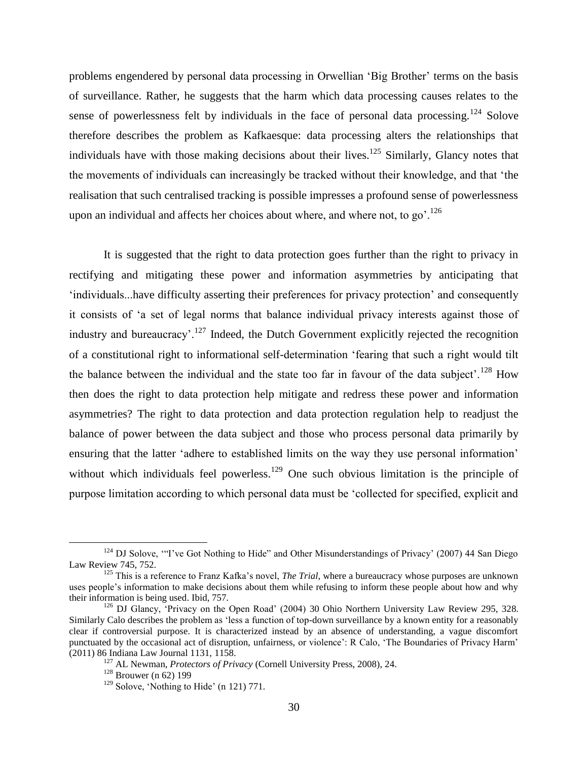problems engendered by personal data processing in Orwellian 'Big Brother' terms on the basis of surveillance. Rather, he suggests that the harm which data processing causes relates to the sense of powerlessness felt by individuals in the face of personal data processing.[124] Solove therefore describes the problem as Kafkaesque: data processing alters the relationships that individuals have with those making decisions about their lives.[125] Similarly, Glancy notes that the movements of individuals can increasingly be tracked without their knowledge, and that 'the realisation that such centralised tracking is possible impresses a profound sense of powerlessness upon an individual and affects her choices about where, and where not, to go'.[126]

It is suggested that the right to data protection goes further than the right to privacy in rectifying and mitigating these power and information asymmetries by anticipating that 'individuals...have difficulty asserting their preferences for privacy protection' and consequently it consists of 'a set of legal norms that balance individual privacy interests against those of industry and bureaucracy'.[127] Indeed, the Dutch Government explicitly rejected the recognition of a constitutional right to informational self-determination 'fearing that such a right would tilt the balance between the individual and the state too far in favour of the data subject'.[128] How then does the right to data protection help mitigate and redress these power and information asymmetries? The right to data protection and data protection regulation help to readjust the balance of power between the data subject and those who process personal data primarily by ensuring that the latter 'adhere to established limits on the way they use personal information' without which individuals feel powerless.[129] One such obvious limitation is the principle of purpose limitation according to which personal data must be 'collected for specified, explicit and

---

[124] DJ Solove, '"I've Got Nothing to Hide" and Other Misunderstandings of Privacy' (2007) 44 San Diego Law Review 745, 752.

[125] This is a reference to Franz Kafka's novel, *The Trial*, where a bureaucracy whose purposes are unknown uses people's information to make decisions about them while refusing to inform these people about how and why their information is being used. Ibid, 757.

[126] DJ Glancy, 'Privacy on the Open Road' (2004) 30 Ohio Northern University Law Review 295, 328. Similarly Calo describes the problem as 'less a function of top-down surveillance by a known entity for a reasonably clear if controversial purpose. It is characterized instead by an absence of understanding, a vague discomfort punctuated by the occasional act of disruption, unfairness, or violence': R Calo, 'The Boundaries of Privacy Harm' (2011) 86 Indiana Law Journal 1131, 1158.

[127] AL Newman, *Protectors of Privacy* (Cornell University Press, 2008), 24.

[128] Brouwer (n 62) 199

[129] Solove, 'Nothing to Hide' (n 121) 771.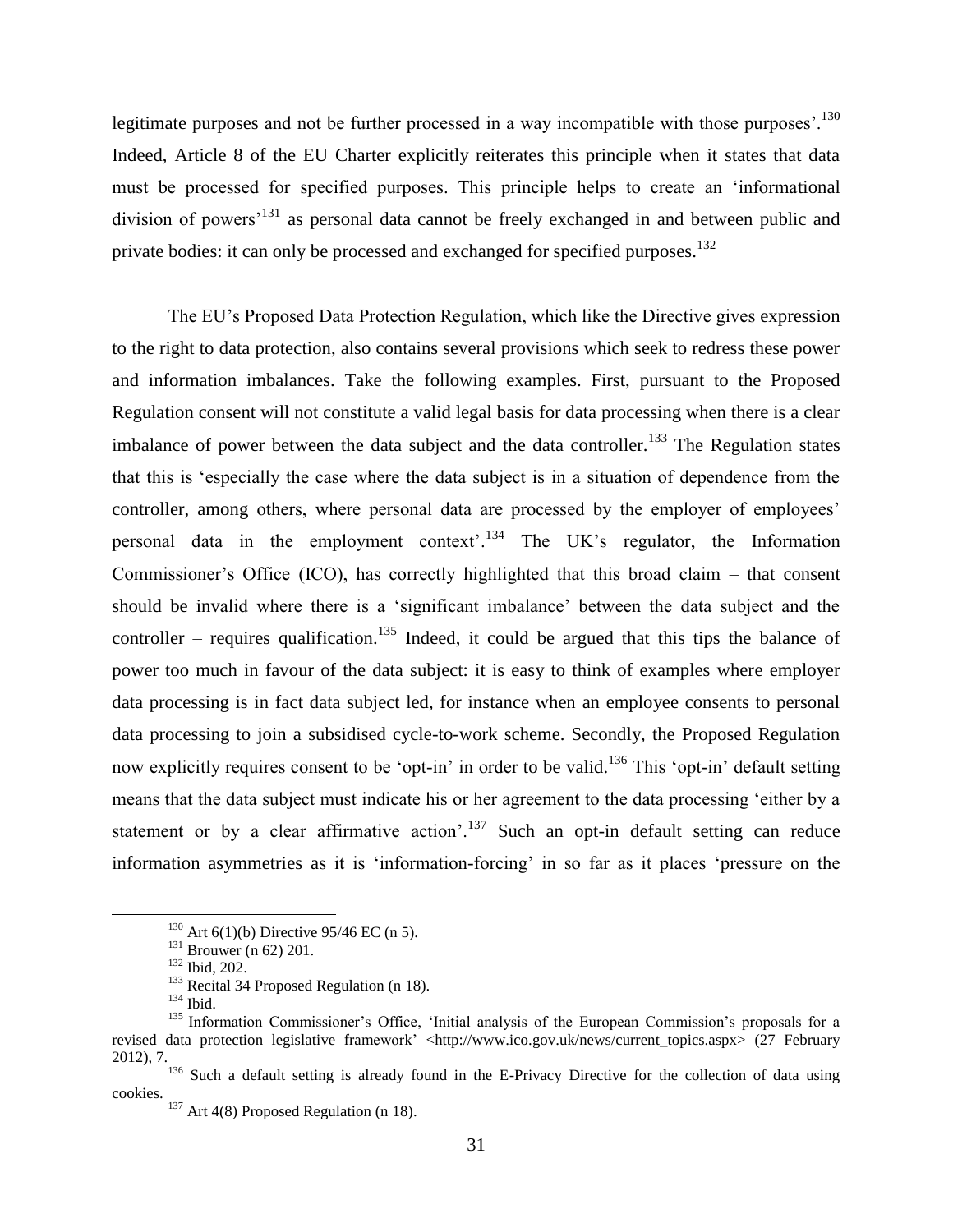legitimate purposes and not be further processed in a way incompatible with those purposes'.[130] Indeed, Article 8 of the EU Charter explicitly reiterates this principle when it states that data must be processed for specified purposes. This principle helps to create an 'informational division of powers'[131] as personal data cannot be freely exchanged in and between public and private bodies: it can only be processed and exchanged for specified purposes.[132]

The EU's Proposed Data Protection Regulation, which like the Directive gives expression to the right to data protection, also contains several provisions which seek to redress these power and information imbalances. Take the following examples. First, pursuant to the Proposed Regulation consent will not constitute a valid legal basis for data processing when there is a clear imbalance of power between the data subject and the data controller.[133] The Regulation states that this is 'especially the case where the data subject is in a situation of dependence from the controller, among others, where personal data are processed by the employer of employees' personal data in the employment context'.[134] The UK's regulator, the Information Commissioner's Office (ICO), has correctly highlighted that this broad claim – that consent should be invalid where there is a 'significant imbalance' between the data subject and the controller – requires qualification.[135] Indeed, it could be argued that this tips the balance of power too much in favour of the data subject: it is easy to think of examples where employer data processing is in fact data subject led, for instance when an employee consents to personal data processing to join a subsidised cycle-to-work scheme. Secondly, the Proposed Regulation now explicitly requires consent to be 'opt-in' in order to be valid.[136] This 'opt-in' default setting means that the data subject must indicate his or her agreement to the data processing 'either by a statement or by a clear affirmative action'.[137] Such an opt-in default setting can reduce information asymmetries as it is 'information-forcing' in so far as it places 'pressure on the

[130] Art 6(1)(b) Directive 95/46 EC (n 5).

[131] Brouwer (n 62) 201.

[132] Ibid, 202.

[133] Recital 34 Proposed Regulation (n 18).

[134] Ibid.

[135] Information Commissioner's Office, 'Initial analysis of the European Commission's proposals for a revised data protection legislative framework' <http://www.ico.gov.uk/news/current_topics.aspx> (27 February 2012), 7.

[136] Such a default setting is already found in the E-Privacy Directive for the collection of data using cookies.

[137] Art 4(8) Proposed Regulation (n 18).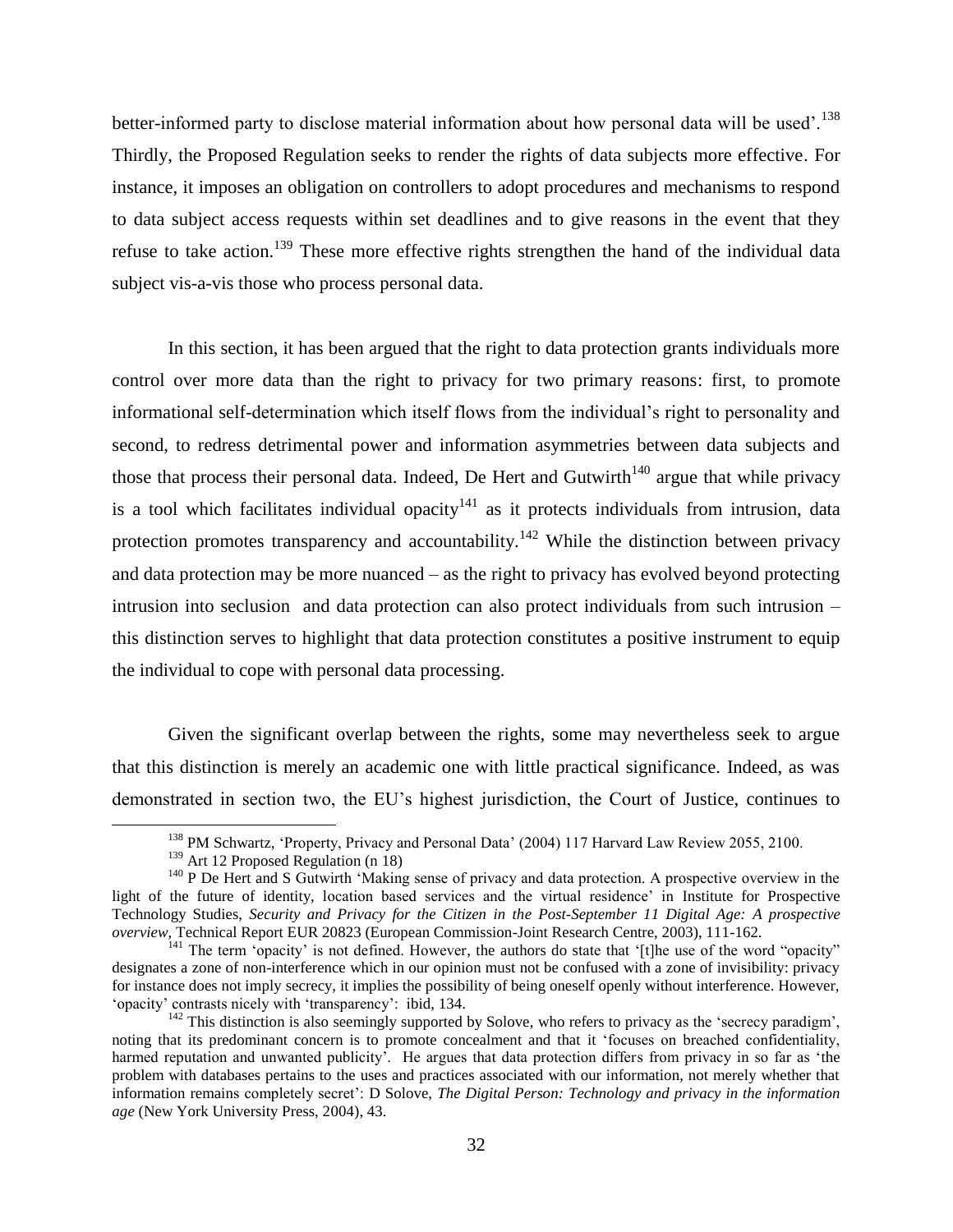better-informed party to disclose material information about how personal data will be used'.[138] Thirdly, the Proposed Regulation seeks to render the rights of data subjects more effective. For instance, it imposes an obligation on controllers to adopt procedures and mechanisms to respond to data subject access requests within set deadlines and to give reasons in the event that they refuse to take action.[139] These more effective rights strengthen the hand of the individual data subject vis-a-vis those who process personal data.

In this section, it has been argued that the right to data protection grants individuals more control over more data than the right to privacy for two primary reasons: first, to promote informational self-determination which itself flows from the individual's right to personality and second, to redress detrimental power and information asymmetries between data subjects and those that process their personal data. Indeed, De Hert and Gutwirth[140] argue that while privacy is a tool which facilitates individual opacity[141] as it protects individuals from intrusion, data protection promotes transparency and accountability.[142] While the distinction between privacy and data protection may be more nuanced – as the right to privacy has evolved beyond protecting intrusion into seclusion and data protection can also protect individuals from such intrusion – this distinction serves to highlight that data protection constitutes a positive instrument to equip the individual to cope with personal data processing.

Given the significant overlap between the rights, some may nevertheless seek to argue that this distinction is merely an academic one with little practical significance. Indeed, as was demonstrated in section two, the EU's highest jurisdiction, the Court of Justice, continues to

---

[138] PM Schwartz, 'Property, Privacy and Personal Data' (2004) 117 Harvard Law Review 2055, 2100.

[139] Art 12 Proposed Regulation (n 18)

[140] P De Hert and S Gutwirth 'Making sense of privacy and data protection. A prospective overview in the light of the future of identity, location based services and the virtual residence' in Institute for Prospective Technology Studies, *Security and Privacy for the Citizen in the Post-September 11 Digital Age: A prospective overview*, Technical Report EUR 20823 (European Commission-Joint Research Centre, 2003), 111-162.

[141] The term 'opacity' is not defined. However, the authors do state that '[t]he use of the word "opacity" designates a zone of non-interference which in our opinion must not be confused with a zone of invisibility: privacy for instance does not imply secrecy, it implies the possibility of being oneself openly without interference. However, 'opacity' contrasts nicely with 'transparency': ibid, 134.

[142] This distinction is also seemingly supported by Solove, who refers to privacy as the 'secrecy paradigm', noting that its predominant concern is to promote concealment and that it 'focuses on breached confidentiality, harmed reputation and unwanted publicity'. He argues that data protection differs from privacy in so far as 'the problem with databases pertains to the uses and practices associated with our information, not merely whether that information remains completely secret': D Solove, *The Digital Person: Technology and privacy in the information age* (New York University Press, 2004), 43.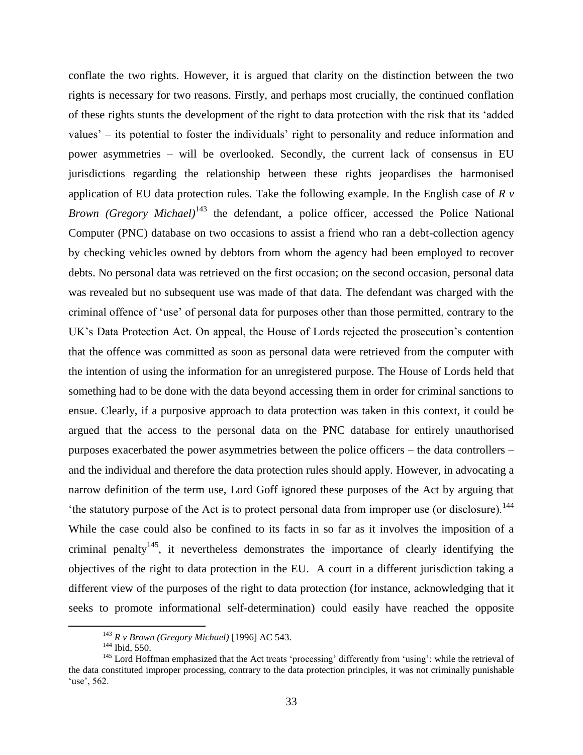conflate the two rights. However, it is argued that clarity on the distinction between the two rights is necessary for two reasons. Firstly, and perhaps most crucially, the continued conflation of these rights stunts the development of the right to data protection with the risk that its 'added values' – its potential to foster the individuals' right to personality and reduce information and power asymmetries – will be overlooked. Secondly, the current lack of consensus in EU jurisdictions regarding the relationship between these rights jeopardises the harmonised application of EU data protection rules. Take the following example. In the English case of *R v Brown (Gregory Michael)*[143] the defendant, a police officer, accessed the Police National Computer (PNC) database on two occasions to assist a friend who ran a debt-collection agency by checking vehicles owned by debtors from whom the agency had been employed to recover debts. No personal data was retrieved on the first occasion; on the second occasion, personal data was revealed but no subsequent use was made of that data. The defendant was charged with the criminal offence of 'use' of personal data for purposes other than those permitted, contrary to the UK's Data Protection Act. On appeal, the House of Lords rejected the prosecution's contention that the offence was committed as soon as personal data were retrieved from the computer with the intention of using the information for an unregistered purpose. The House of Lords held that something had to be done with the data beyond accessing them in order for criminal sanctions to ensue. Clearly, if a purposive approach to data protection was taken in this context, it could be argued that the access to the personal data on the PNC database for entirely unauthorised purposes exacerbated the power asymmetries between the police officers – the data controllers – and the individual and therefore the data protection rules should apply. However, in advocating a narrow definition of the term use, Lord Goff ignored these purposes of the Act by arguing that 'the statutory purpose of the Act is to protect personal data from improper use (or disclosure).[144] While the case could also be confined to its facts in so far as it involves the imposition of a criminal penalty[145], it nevertheless demonstrates the importance of clearly identifying the objectives of the right to data protection in the EU. A court in a different jurisdiction taking a different view of the purposes of the right to data protection (for instance, acknowledging that it seeks to promote informational self-determination) could easily have reached the opposite

---

[143] *R v Brown (Gregory Michael)* [1996] AC 543.

[144] Ibid, 550.

[145] Lord Hoffman emphasized that the Act treats 'processing' differently from 'using': while the retrieval of the data constituted improper processing, contrary to the data protection principles, it was not criminally punishable 'use', 562.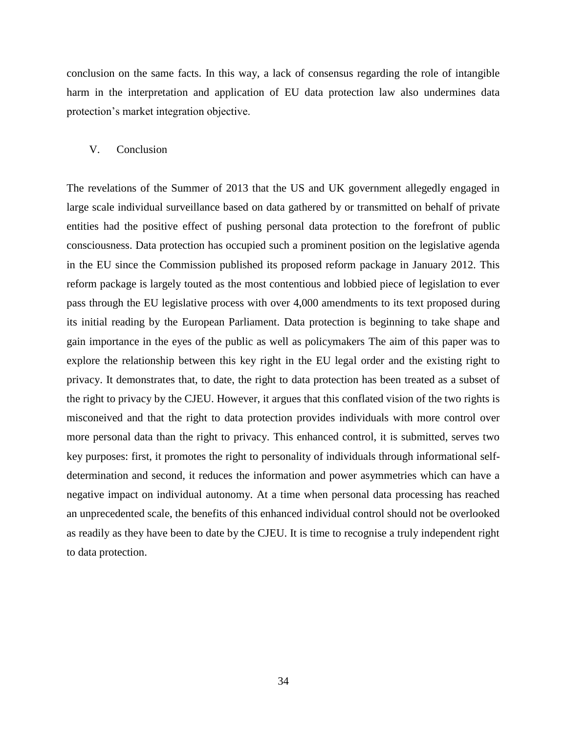conclusion on the same facts. In this way, a lack of consensus regarding the role of intangible harm in the interpretation and application of EU data protection law also undermines data protection's market integration objective.

## V. Conclusion

The revelations of the Summer of 2013 that the US and UK government allegedly engaged in large scale individual surveillance based on data gathered by or transmitted on behalf of private entities had the positive effect of pushing personal data protection to the forefront of public consciousness. Data protection has occupied such a prominent position on the legislative agenda in the EU since the Commission published its proposed reform package in January 2012. This reform package is largely touted as the most contentious and lobbied piece of legislation to ever pass through the EU legislative process with over 4,000 amendments to its text proposed during its initial reading by the European Parliament. Data protection is beginning to take shape and gain importance in the eyes of the public as well as policymakers The aim of this paper was to explore the relationship between this key right in the EU legal order and the existing right to privacy. It demonstrates that, to date, the right to data protection has been treated as a subset of the right to privacy by the CJEU. However, it argues that this conflated vision of the two rights is misconeived and that the right to data protection provides individuals with more control over more personal data than the right to privacy. This enhanced control, it is submitted, serves two key purposes: first, it promotes the right to personality of individuals through informational self-determination and second, it reduces the information and power asymmetries which can have a negative impact on individual autonomy. At a time when personal data processing has reached an unprecedented scale, the benefits of this enhanced individual control should not be overlooked as readily as they have been to date by the CJEU. It is time to recognise a truly independent right to data protection.